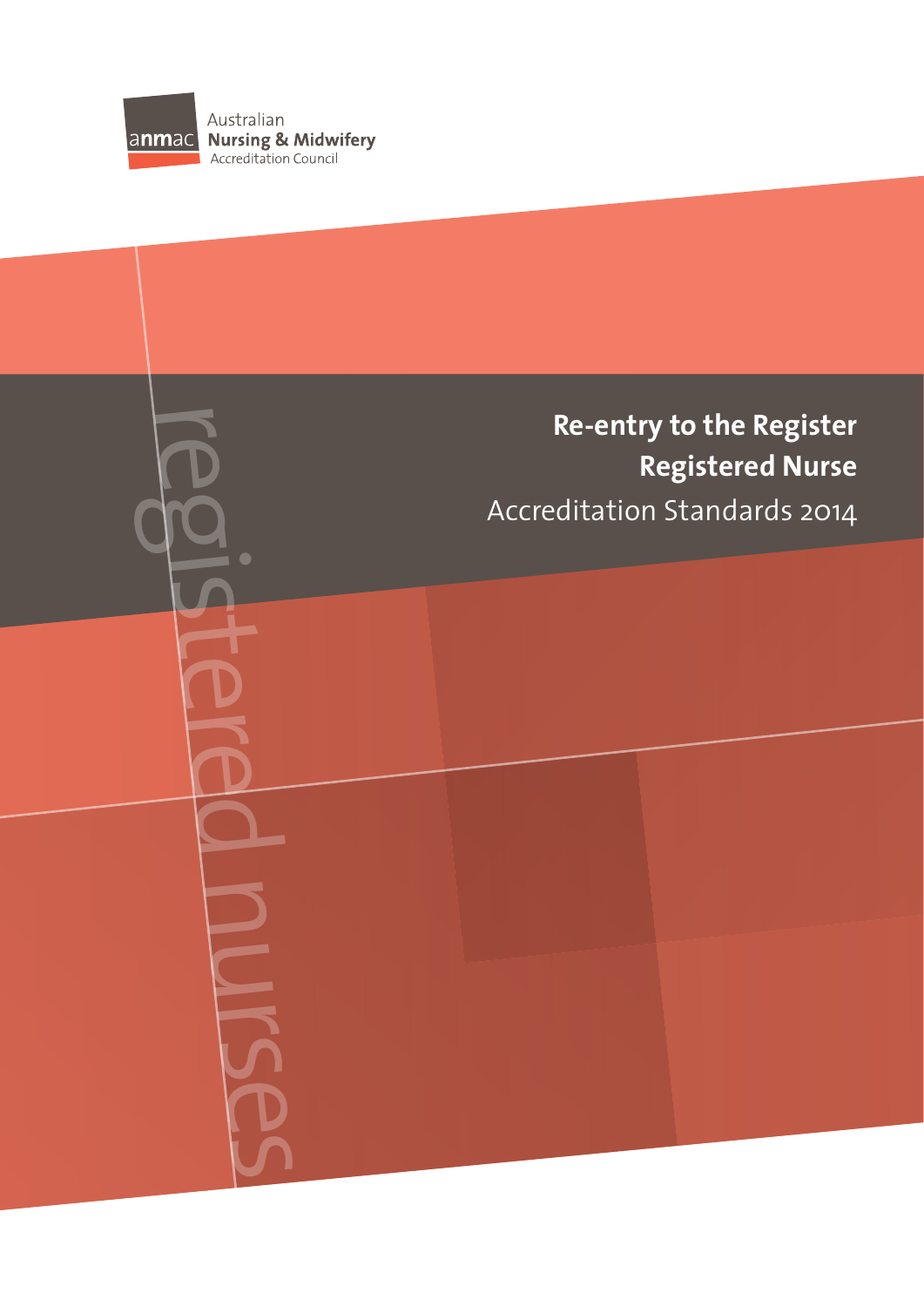Australian
**Nursing & Midwifery**
Accreditation Council

anmac

# Re-entry to the Register Registered Nurse

## Accreditation Standards 2014

registered nurses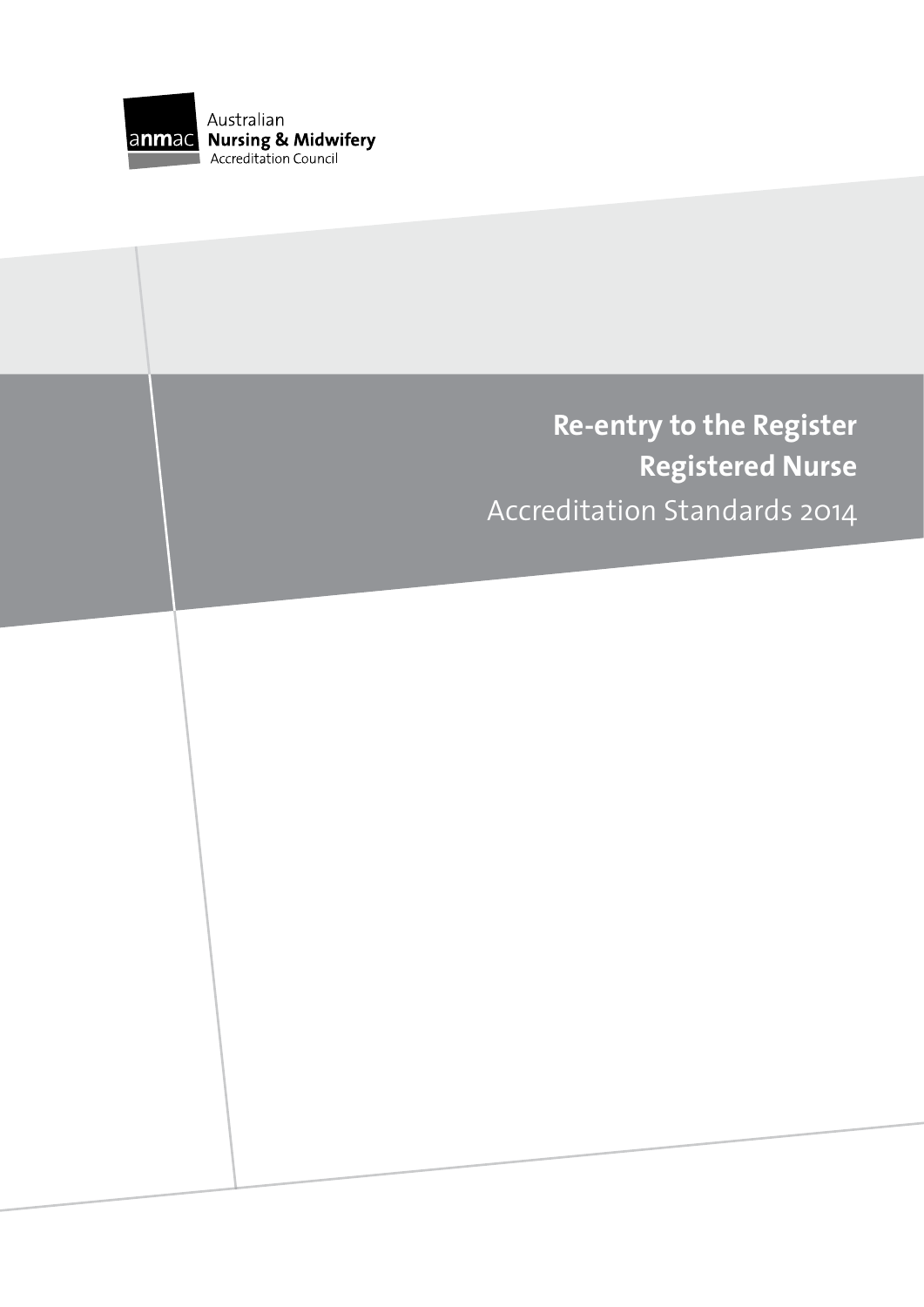Australian
**Nursing & Midwifery**
Accreditation Council

# Re-entry to the Register
# Registered Nurse
## Accreditation Standards 2014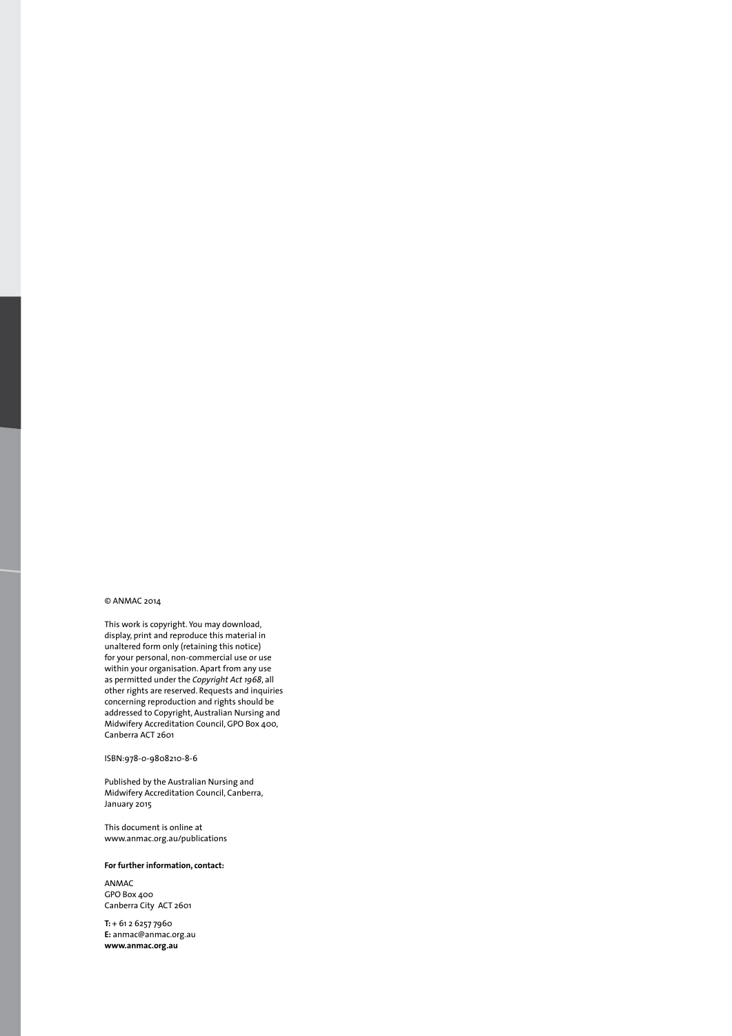© ANMAC 2014

This work is copyright. You may download, display, print and reproduce this material in unaltered form only (retaining this notice) for your personal, non-commercial use or use within your organisation. Apart from any use as permitted under the *Copyright Act 1968*, all other rights are reserved. Requests and inquiries concerning reproduction and rights should be addressed to Copyright, Australian Nursing and Midwifery Accreditation Council, GPO Box 400, Canberra ACT 2601

ISBN:978-0-9808210-8-6

Published by the Australian Nursing and Midwifery Accreditation Council, Canberra, January 2015

This document is online at www.anmac.org.au/publications

**For further information, contact:**

ANMAC
GPO Box 400
Canberra City ACT 2601

**T:** + 61 2 6257 7960
**E:** anmac@anmac.org.au
**www.anmac.org.au**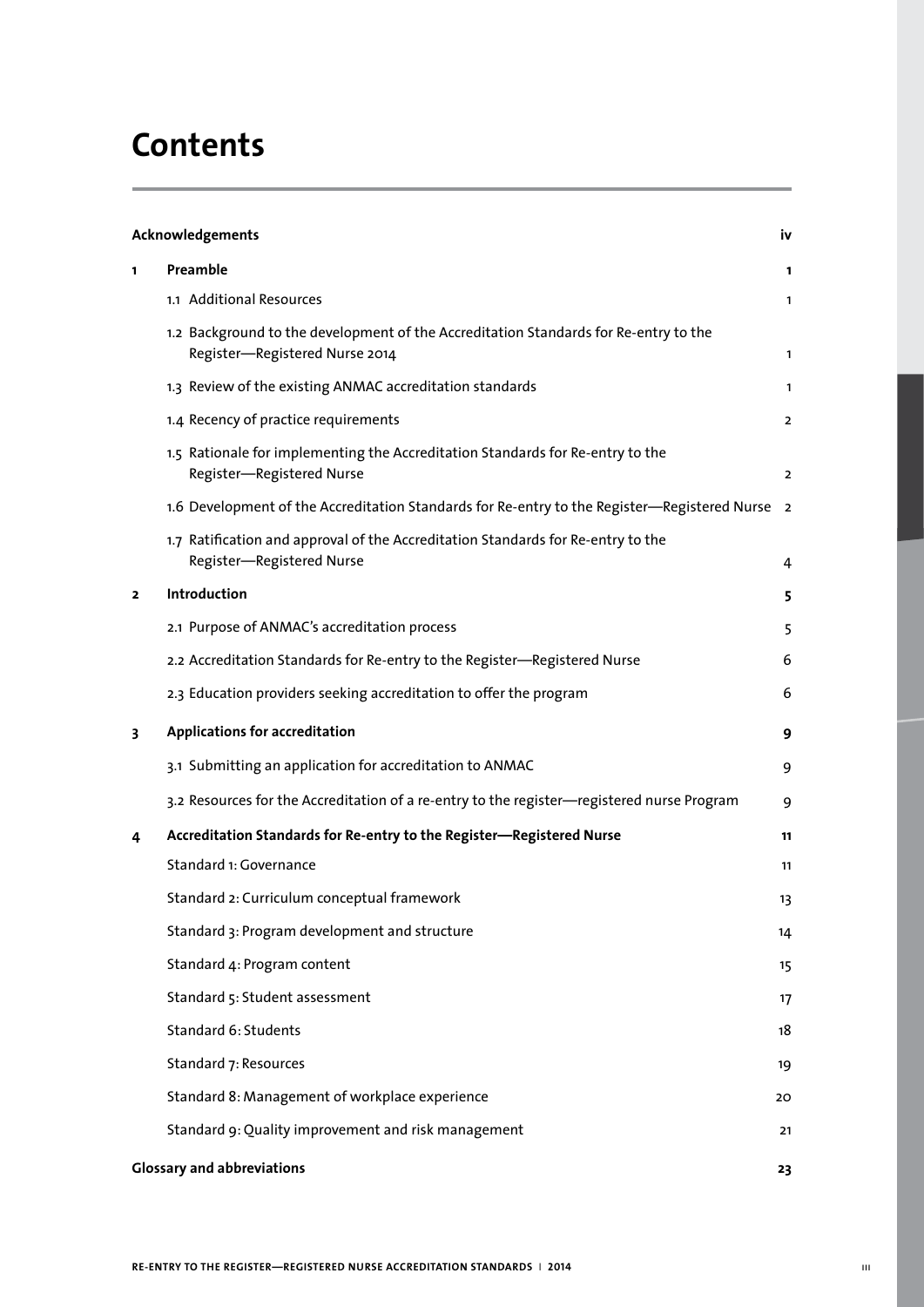# Contents

| | | |
|---|---|---|
| **Acknowledgements** | | **iv** |
| **1** | **Preamble** | **1** |
| | 1.1 Additional Resources | 1 |
| | 1.2 Background to the development of the Accreditation Standards for Re-entry to the Register—Registered Nurse 2014 | 1 |
| | 1.3 Review of the existing ANMAC accreditation standards | 1 |
| | 1.4 Recency of practice requirements | 2 |
| | 1.5 Rationale for implementing the Accreditation Standards for Re-entry to the Register—Registered Nurse | 2 |
| | 1.6 Development of the Accreditation Standards for Re-entry to the Register—Registered Nurse | 2 |
| | 1.7 Ratification and approval of the Accreditation Standards for Re-entry to the Register—Registered Nurse | 4 |
| **2** | **Introduction** | **5** |
| | 2.1 Purpose of ANMAC's accreditation process | 5 |
| | 2.2 Accreditation Standards for Re-entry to the Register—Registered Nurse | 6 |
| | 2.3 Education providers seeking accreditation to offer the program | 6 |
| **3** | **Applications for accreditation** | **9** |
| | 3.1 Submitting an application for accreditation to ANMAC | 9 |
| | 3.2 Resources for the Accreditation of a re-entry to the register—registered nurse Program | 9 |
| **4** | **Accreditation Standards for Re-entry to the Register—Registered Nurse** | **11** |
| | Standard 1: Governance | 11 |
| | Standard 2: Curriculum conceptual framework | 13 |
| | Standard 3: Program development and structure | 14 |
| | Standard 4: Program content | 15 |
| | Standard 5: Student assessment | 17 |
| | Standard 6: Students | 18 |
| | Standard 7: Resources | 19 |
| | Standard 8: Management of workplace experience | 20 |
| | Standard 9: Quality improvement and risk management | 21 |
| **Glossary and abbreviations** | | **23** |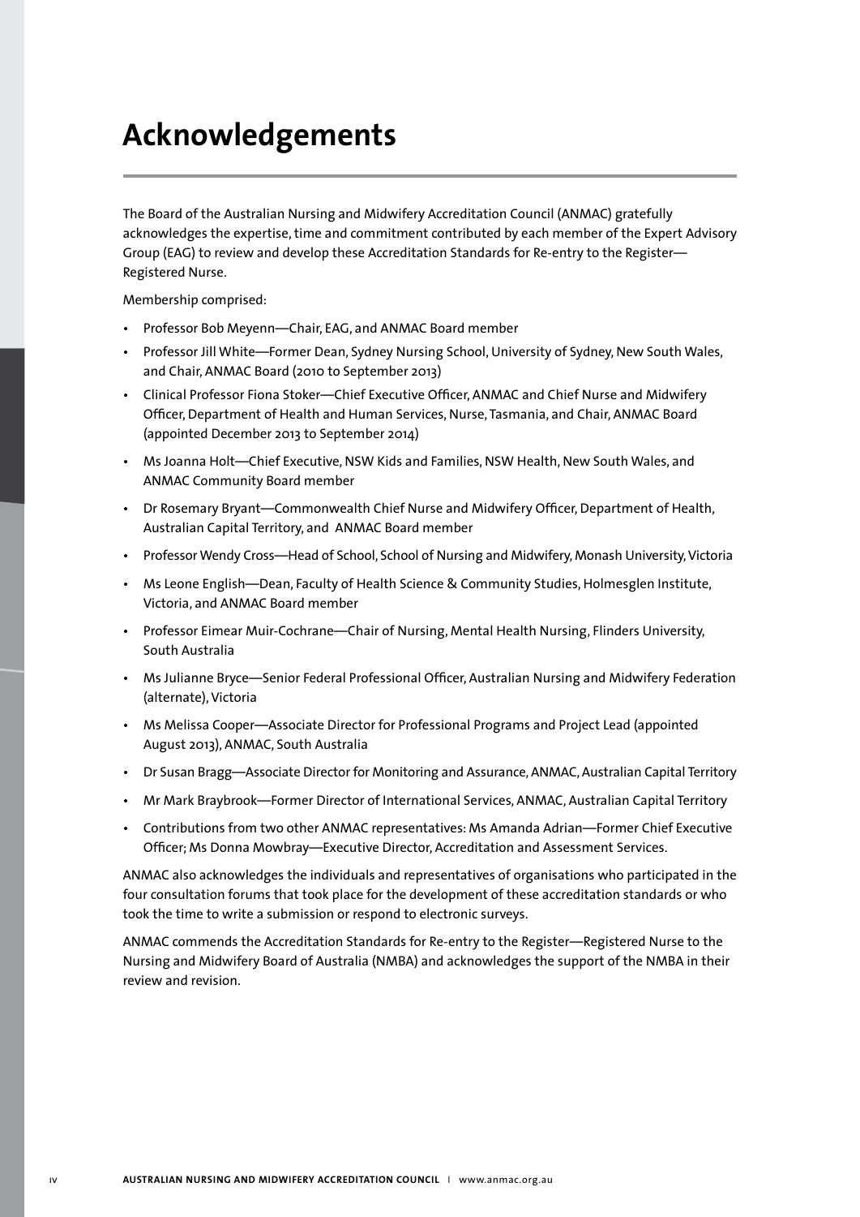# Acknowledgements

The Board of the Australian Nursing and Midwifery Accreditation Council (ANMAC) gratefully acknowledges the expertise, time and commitment contributed by each member of the Expert Advisory Group (EAG) to review and develop these Accreditation Standards for Re-entry to the Register—Registered Nurse.

Membership comprised:

- Professor Bob Meyenn—Chair, EAG, and ANMAC Board member
- Professor Jill White—Former Dean, Sydney Nursing School, University of Sydney, New South Wales, and Chair, ANMAC Board (2010 to September 2013)
- Clinical Professor Fiona Stoker—Chief Executive Officer, ANMAC and Chief Nurse and Midwifery Officer, Department of Health and Human Services, Nurse, Tasmania, and Chair, ANMAC Board (appointed December 2013 to September 2014)
- Ms Joanna Holt—Chief Executive, NSW Kids and Families, NSW Health, New South Wales, and ANMAC Community Board member
- Dr Rosemary Bryant—Commonwealth Chief Nurse and Midwifery Officer, Department of Health, Australian Capital Territory, and ANMAC Board member
- Professor Wendy Cross—Head of School, School of Nursing and Midwifery, Monash University, Victoria
- Ms Leone English—Dean, Faculty of Health Science & Community Studies, Holmesglen Institute, Victoria, and ANMAC Board member
- Professor Eimear Muir-Cochrane—Chair of Nursing, Mental Health Nursing, Flinders University, South Australia
- Ms Julianne Bryce—Senior Federal Professional Officer, Australian Nursing and Midwifery Federation (alternate), Victoria
- Ms Melissa Cooper—Associate Director for Professional Programs and Project Lead (appointed August 2013), ANMAC, South Australia
- Dr Susan Bragg—Associate Director for Monitoring and Assurance, ANMAC, Australian Capital Territory
- Mr Mark Braybrook—Former Director of International Services, ANMAC, Australian Capital Territory
- Contributions from two other ANMAC representatives: Ms Amanda Adrian—Former Chief Executive Officer; Ms Donna Mowbray—Executive Director, Accreditation and Assessment Services.

ANMAC also acknowledges the individuals and representatives of organisations who participated in the four consultation forums that took place for the development of these accreditation standards or who took the time to write a submission or respond to electronic surveys.

ANMAC commends the Accreditation Standards for Re-entry to the Register—Registered Nurse to the Nursing and Midwifery Board of Australia (NMBA) and acknowledges the support of the NMBA in their review and revision.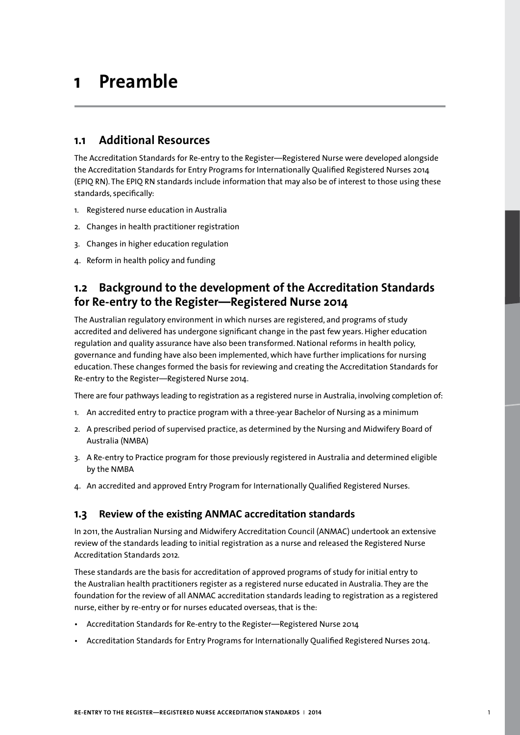# 1 Preamble

## 1.1 Additional Resources

The Accreditation Standards for Re-entry to the Register—Registered Nurse were developed alongside the Accreditation Standards for Entry Programs for Internationally Qualified Registered Nurses 2014 (EPIQ RN). The EPIQ RN standards include information that may also be of interest to those using these standards, specifically:

1. Registered nurse education in Australia
2. Changes in health practitioner registration
3. Changes in higher education regulation
4. Reform in health policy and funding

## 1.2 Background to the development of the Accreditation Standards for Re-entry to the Register—Registered Nurse 2014

The Australian regulatory environment in which nurses are registered, and programs of study accredited and delivered has undergone significant change in the past few years. Higher education regulation and quality assurance have also been transformed. National reforms in health policy, governance and funding have also been implemented, which have further implications for nursing education. These changes formed the basis for reviewing and creating the Accreditation Standards for Re-entry to the Register—Registered Nurse 2014.

There are four pathways leading to registration as a registered nurse in Australia, involving completion of:

1. An accredited entry to practice program with a three-year Bachelor of Nursing as a minimum
2. A prescribed period of supervised practice, as determined by the Nursing and Midwifery Board of Australia (NMBA)
3. A Re-entry to Practice program for those previously registered in Australia and determined eligible by the NMBA
4. An accredited and approved Entry Program for Internationally Qualified Registered Nurses.

### 1.3 Review of the existing ANMAC accreditation standards

In 2011, the Australian Nursing and Midwifery Accreditation Council (ANMAC) undertook an extensive review of the standards leading to initial registration as a nurse and released the Registered Nurse Accreditation Standards 2012.

These standards are the basis for accreditation of approved programs of study for initial entry to the Australian health practitioners register as a registered nurse educated in Australia. They are the foundation for the review of all ANMAC accreditation standards leading to registration as a registered nurse, either by re-entry or for nurses educated overseas, that is the:

- Accreditation Standards for Re-entry to the Register—Registered Nurse 2014
- Accreditation Standards for Entry Programs for Internationally Qualified Registered Nurses 2014.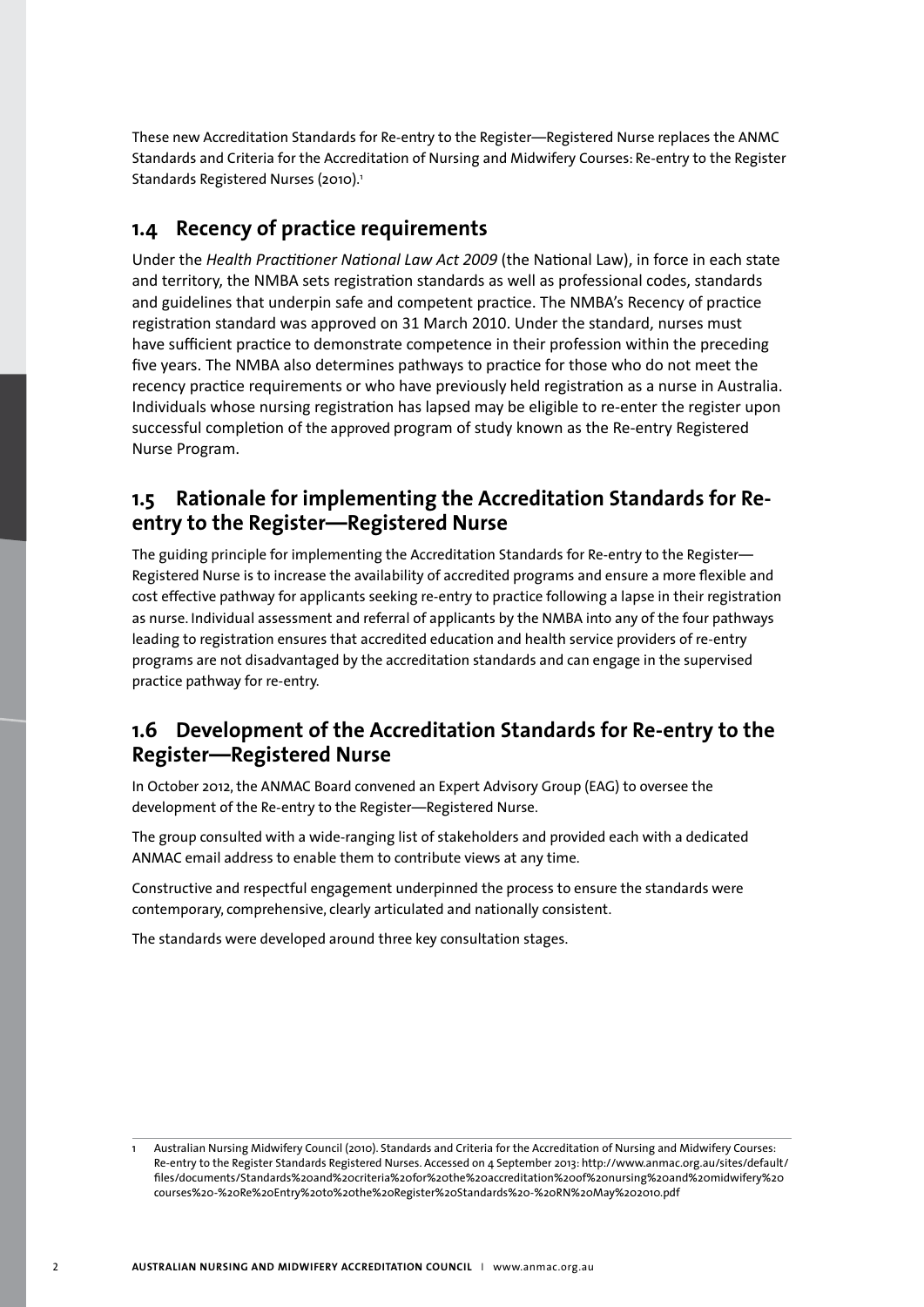These new Accreditation Standards for Re-entry to the Register—Registered Nurse replaces the ANMC Standards and Criteria for the Accreditation of Nursing and Midwifery Courses: Re-entry to the Register Standards Registered Nurses (2010).[1]

## 1.4 Recency of practice requirements

Under the *Health Practitioner National Law Act 2009* (the National Law), in force in each state and territory, the NMBA sets registration standards as well as professional codes, standards and guidelines that underpin safe and competent practice. The NMBA's Recency of practice registration standard was approved on 31 March 2010. Under the standard, nurses must have sufficient practice to demonstrate competence in their profession within the preceding five years. The NMBA also determines pathways to practice for those who do not meet the recency practice requirements or who have previously held registration as a nurse in Australia. Individuals whose nursing registration has lapsed may be eligible to re-enter the register upon successful completion of the approved program of study known as the Re-entry Registered Nurse Program.

## 1.5 Rationale for implementing the Accreditation Standards for Re-entry to the Register—Registered Nurse

The guiding principle for implementing the Accreditation Standards for Re-entry to the Register—Registered Nurse is to increase the availability of accredited programs and ensure a more flexible and cost effective pathway for applicants seeking re-entry to practice following a lapse in their registration as nurse. Individual assessment and referral of applicants by the NMBA into any of the four pathways leading to registration ensures that accredited education and health service providers of re-entry programs are not disadvantaged by the accreditation standards and can engage in the supervised practice pathway for re-entry.

## 1.6 Development of the Accreditation Standards for Re-entry to the Register—Registered Nurse

In October 2012, the ANMAC Board convened an Expert Advisory Group (EAG) to oversee the development of the Re-entry to the Register—Registered Nurse.

The group consulted with a wide-ranging list of stakeholders and provided each with a dedicated ANMAC email address to enable them to contribute views at any time.

Constructive and respectful engagement underpinned the process to ensure the standards were contemporary, comprehensive, clearly articulated and nationally consistent.

The standards were developed around three key consultation stages.

---

1 Australian Nursing Midwifery Council (2010). Standards and Criteria for the Accreditation of Nursing and Midwifery Courses: Re-entry to the Register Standards Registered Nurses. Accessed on 4 September 2013: http://www.anmac.org.au/sites/default/files/documents/Standards%20and%20criteria%20for%20the%20accreditation%20of%20nursing%20and%20midwifery%20courses%20-%20Re%20Entry%20to%20the%20Register%20Standards%20-%20RN%20May%202010.pdf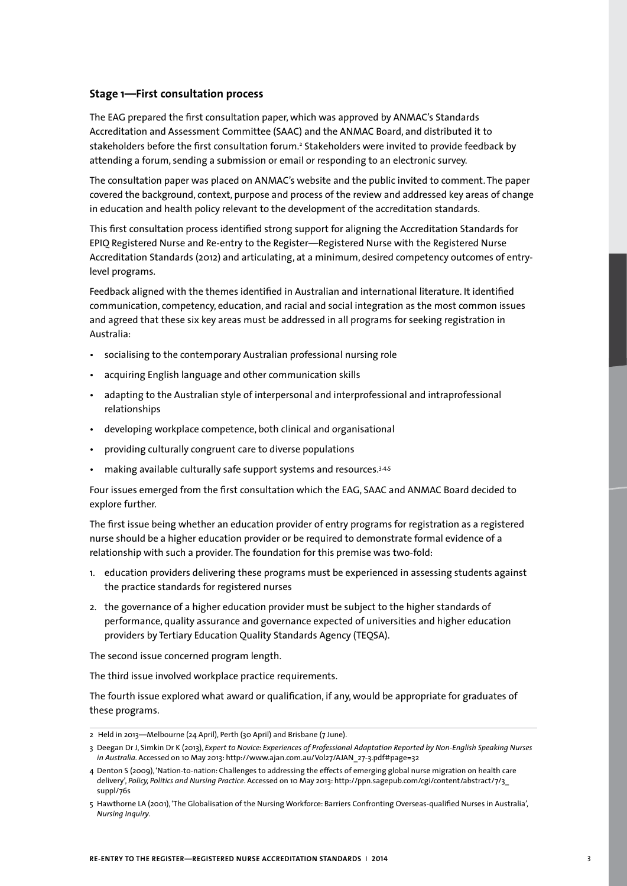### Stage 1—First consultation process

The EAG prepared the first consultation paper, which was approved by ANMAC's Standards Accreditation and Assessment Committee (SAAC) and the ANMAC Board, and distributed it to stakeholders before the first consultation forum.[2] Stakeholders were invited to provide feedback by attending a forum, sending a submission or email or responding to an electronic survey.

The consultation paper was placed on ANMAC's website and the public invited to comment. The paper covered the background, context, purpose and process of the review and addressed key areas of change in education and health policy relevant to the development of the accreditation standards.

This first consultation process identified strong support for aligning the Accreditation Standards for EPIQ Registered Nurse and Re-entry to the Register—Registered Nurse with the Registered Nurse Accreditation Standards (2012) and articulating, at a minimum, desired competency outcomes of entry-level programs.

Feedback aligned with the themes identified in Australian and international literature. It identified communication, competency, education, and racial and social integration as the most common issues and agreed that these six key areas must be addressed in all programs for seeking registration in Australia:

- socialising to the contemporary Australian professional nursing role
- acquiring English language and other communication skills
- adapting to the Australian style of interpersonal and interprofessional and intraprofessional relationships
- developing workplace competence, both clinical and organisational
- providing culturally congruent care to diverse populations
- making available culturally safe support systems and resources.[3,4,5]

Four issues emerged from the first consultation which the EAG, SAAC and ANMAC Board decided to explore further.

The first issue being whether an education provider of entry programs for registration as a registered nurse should be a higher education provider or be required to demonstrate formal evidence of a relationship with such a provider. The foundation for this premise was two-fold:

1. education providers delivering these programs must be experienced in assessing students against the practice standards for registered nurses
2. the governance of a higher education provider must be subject to the higher standards of performance, quality assurance and governance expected of universities and higher education providers by Tertiary Education Quality Standards Agency (TEQSA).

The second issue concerned program length.

The third issue involved workplace practice requirements.

The fourth issue explored what award or qualification, if any, would be appropriate for graduates of these programs.

---

2 Held in 2013—Melbourne (24 April), Perth (30 April) and Brisbane (7 June).

3 Deegan Dr J, Simkin Dr K (2013), *Expert to Novice: Experiences of Professional Adaptation Reported by Non-English Speaking Nurses in Australia*. Accessed on 10 May 2013: http://www.ajan.com.au/Vol27/AJAN_27-3.pdf#page=32

4 Denton S (2009), 'Nation-to-nation: Challenges to addressing the effects of emerging global nurse migration on health care delivery', *Policy, Politics and Nursing Practice*. Accessed on 10 May 2013: http://ppn.sagepub.com/cgi/content/abstract/7/3_suppl/76s

5 Hawthorne LA (2001), 'The Globalisation of the Nursing Workforce: Barriers Confronting Overseas-qualified Nurses in Australia', *Nursing Inquiry*.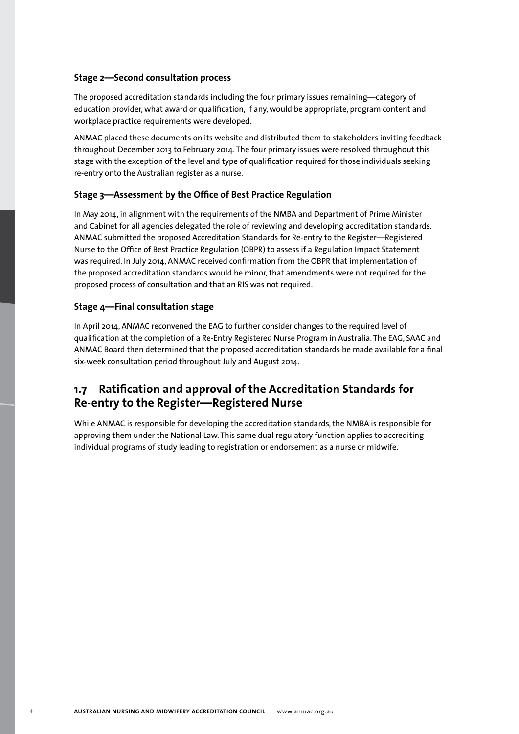### Stage 2—Second consultation process

The proposed accreditation standards including the four primary issues remaining—category of education provider, what award or qualification, if any, would be appropriate, program content and workplace practice requirements were developed.

ANMAC placed these documents on its website and distributed them to stakeholders inviting feedback throughout December 2013 to February 2014. The four primary issues were resolved throughout this stage with the exception of the level and type of qualification required for those individuals seeking re-entry onto the Australian register as a nurse.

### Stage 3—Assessment by the Office of Best Practice Regulation

In May 2014, in alignment with the requirements of the NMBA and Department of Prime Minister and Cabinet for all agencies delegated the role of reviewing and developing accreditation standards, ANMAC submitted the proposed Accreditation Standards for Re-entry to the Register—Registered Nurse to the Office of Best Practice Regulation (OBPR) to assess if a Regulation Impact Statement was required. In July 2014, ANMAC received confirmation from the OBPR that implementation of the proposed accreditation standards would be minor, that amendments were not required for the proposed process of consultation and that an RIS was not required.

### Stage 4—Final consultation stage

In April 2014, ANMAC reconvened the EAG to further consider changes to the required level of qualification at the completion of a Re-Entry Registered Nurse Program in Australia. The EAG, SAAC and ANMAC Board then determined that the proposed accreditation standards be made available for a final six-week consultation period throughout July and August 2014.

## 1.7 Ratification and approval of the Accreditation Standards for Re-entry to the Register—Registered Nurse

While ANMAC is responsible for developing the accreditation standards, the NMBA is responsible for approving them under the National Law. This same dual regulatory function applies to accrediting individual programs of study leading to registration or endorsement as a nurse or midwife.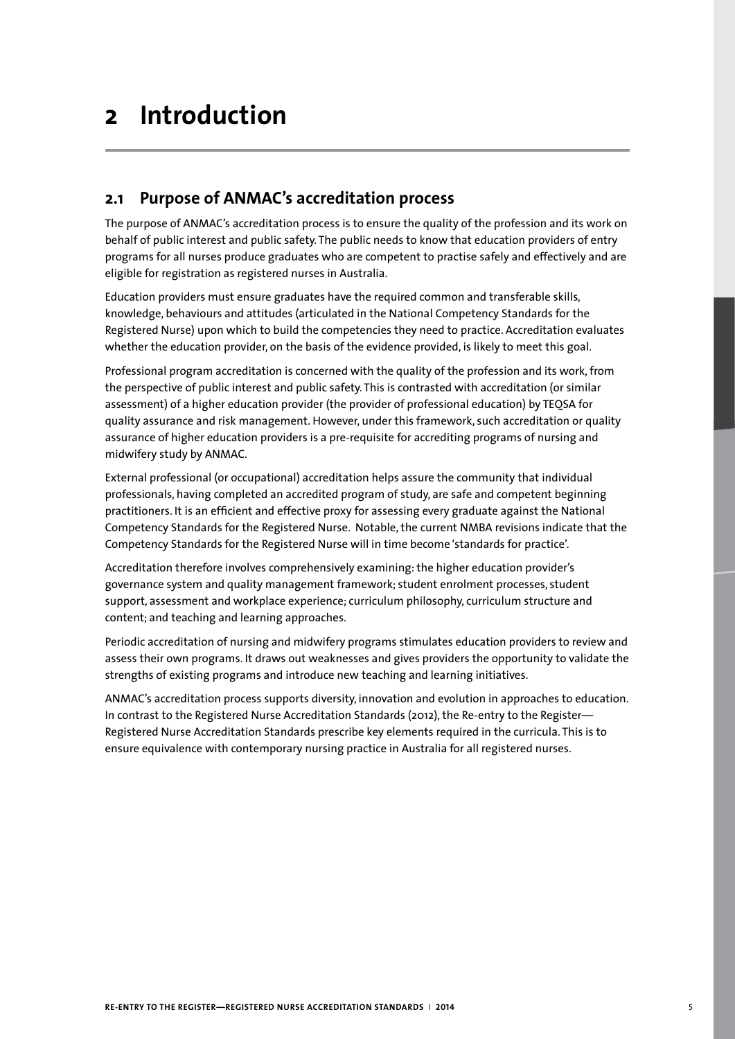# 2 Introduction

## 2.1 Purpose of ANMAC's accreditation process

The purpose of ANMAC's accreditation process is to ensure the quality of the profession and its work on behalf of public interest and public safety. The public needs to know that education providers of entry programs for all nurses produce graduates who are competent to practise safely and effectively and are eligible for registration as registered nurses in Australia.

Education providers must ensure graduates have the required common and transferable skills, knowledge, behaviours and attitudes (articulated in the National Competency Standards for the Registered Nurse) upon which to build the competencies they need to practice. Accreditation evaluates whether the education provider, on the basis of the evidence provided, is likely to meet this goal.

Professional program accreditation is concerned with the quality of the profession and its work, from the perspective of public interest and public safety. This is contrasted with accreditation (or similar assessment) of a higher education provider (the provider of professional education) by TEQSA for quality assurance and risk management. However, under this framework, such accreditation or quality assurance of higher education providers is a pre-requisite for accrediting programs of nursing and midwifery study by ANMAC.

External professional (or occupational) accreditation helps assure the community that individual professionals, having completed an accredited program of study, are safe and competent beginning practitioners. It is an efficient and effective proxy for assessing every graduate against the National Competency Standards for the Registered Nurse. Notable, the current NMBA revisions indicate that the Competency Standards for the Registered Nurse will in time become 'standards for practice'.

Accreditation therefore involves comprehensively examining: the higher education provider's governance system and quality management framework; student enrolment processes, student support, assessment and workplace experience; curriculum philosophy, curriculum structure and content; and teaching and learning approaches.

Periodic accreditation of nursing and midwifery programs stimulates education providers to review and assess their own programs. It draws out weaknesses and gives providers the opportunity to validate the strengths of existing programs and introduce new teaching and learning initiatives.

ANMAC's accreditation process supports diversity, innovation and evolution in approaches to education. In contrast to the Registered Nurse Accreditation Standards (2012), the Re-entry to the Register—Registered Nurse Accreditation Standards prescribe key elements required in the curricula. This is to ensure equivalence with contemporary nursing practice in Australia for all registered nurses.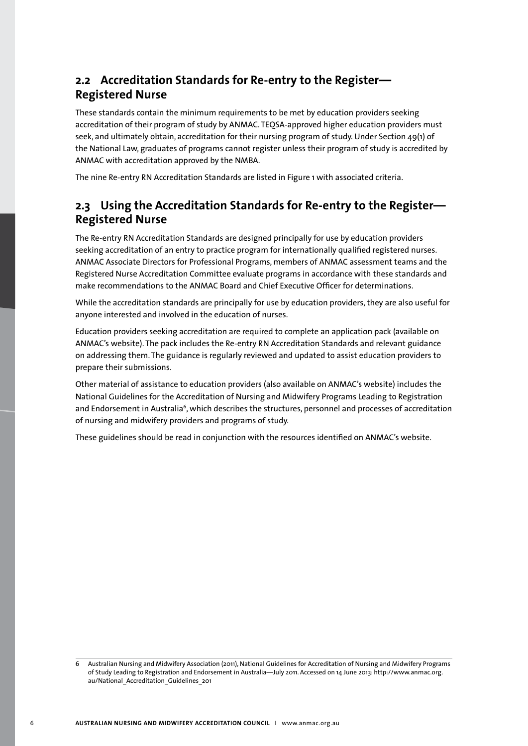## 2.2 Accreditation Standards for Re-entry to the Register—Registered Nurse

These standards contain the minimum requirements to be met by education providers seeking accreditation of their program of study by ANMAC. TEQSA-approved higher education providers must seek, and ultimately obtain, accreditation for their nursing program of study. Under Section 49(1) of the National Law, graduates of programs cannot register unless their program of study is accredited by ANMAC with accreditation approved by the NMBA.

The nine Re-entry RN Accreditation Standards are listed in Figure 1 with associated criteria.

## 2.3 Using the Accreditation Standards for Re-entry to the Register—Registered Nurse

The Re-entry RN Accreditation Standards are designed principally for use by education providers seeking accreditation of an entry to practice program for internationally qualified registered nurses. ANMAC Associate Directors for Professional Programs, members of ANMAC assessment teams and the Registered Nurse Accreditation Committee evaluate programs in accordance with these standards and make recommendations to the ANMAC Board and Chief Executive Officer for determinations.

While the accreditation standards are principally for use by education providers, they are also useful for anyone interested and involved in the education of nurses.

Education providers seeking accreditation are required to complete an application pack (available on ANMAC's website). The pack includes the Re-entry RN Accreditation Standards and relevant guidance on addressing them. The guidance is regularly reviewed and updated to assist education providers to prepare their submissions.

Other material of assistance to education providers (also available on ANMAC's website) includes the National Guidelines for the Accreditation of Nursing and Midwifery Programs Leading to Registration and Endorsement in Australia[6], which describes the structures, personnel and processes of accreditation of nursing and midwifery providers and programs of study.

These guidelines should be read in conjunction with the resources identified on ANMAC's website.

6 Australian Nursing and Midwifery Association (2011), National Guidelines for Accreditation of Nursing and Midwifery Programs of Study Leading to Registration and Endorsement in Australia—July 2011. Accessed on 14 June 2013: http://www.anmac.org.au/National_Accreditation_Guidelines_201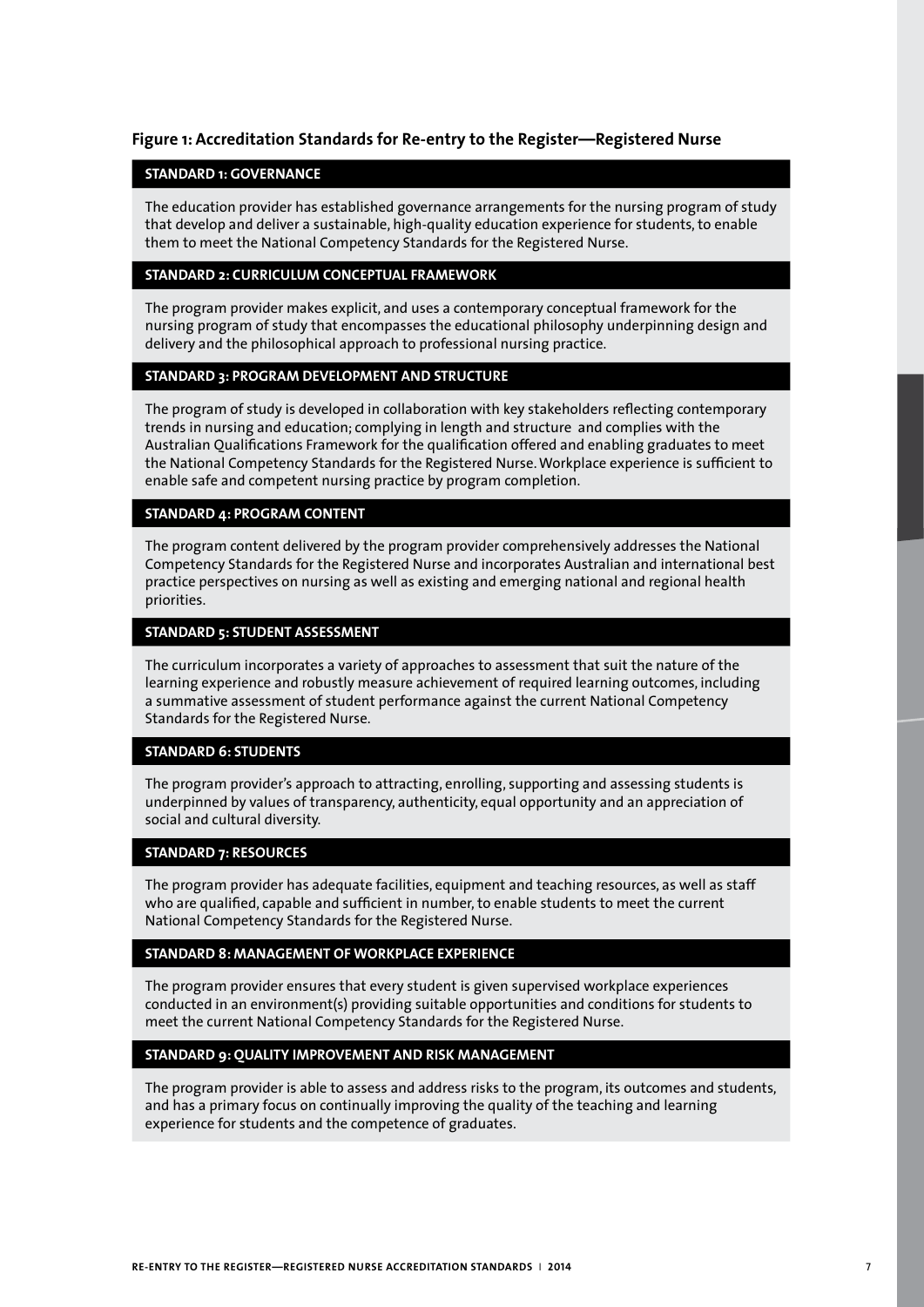**Figure 1: Accreditation Standards for Re-entry to the Register—Registered Nurse**

**STANDARD 1: GOVERNANCE**

The education provider has established governance arrangements for the nursing program of study that develop and deliver a sustainable, high-quality education experience for students, to enable them to meet the National Competency Standards for the Registered Nurse.

**STANDARD 2: CURRICULUM CONCEPTUAL FRAMEWORK**

The program provider makes explicit, and uses a contemporary conceptual framework for the nursing program of study that encompasses the educational philosophy underpinning design and delivery and the philosophical approach to professional nursing practice.

**STANDARD 3: PROGRAM DEVELOPMENT AND STRUCTURE**

The program of study is developed in collaboration with key stakeholders reflecting contemporary trends in nursing and education; complying in length and structure and complies with the Australian Qualifications Framework for the qualification offered and enabling graduates to meet the National Competency Standards for the Registered Nurse. Workplace experience is sufficient to enable safe and competent nursing practice by program completion.

**STANDARD 4: PROGRAM CONTENT**

The program content delivered by the program provider comprehensively addresses the National Competency Standards for the Registered Nurse and incorporates Australian and international best practice perspectives on nursing as well as existing and emerging national and regional health priorities.

**STANDARD 5: STUDENT ASSESSMENT**

The curriculum incorporates a variety of approaches to assessment that suit the nature of the learning experience and robustly measure achievement of required learning outcomes, including a summative assessment of student performance against the current National Competency Standards for the Registered Nurse.

**STANDARD 6: STUDENTS**

The program provider's approach to attracting, enrolling, supporting and assessing students is underpinned by values of transparency, authenticity, equal opportunity and an appreciation of social and cultural diversity.

**STANDARD 7: RESOURCES**

The program provider has adequate facilities, equipment and teaching resources, as well as staff who are qualified, capable and sufficient in number, to enable students to meet the current National Competency Standards for the Registered Nurse.

**STANDARD 8: MANAGEMENT OF WORKPLACE EXPERIENCE**

The program provider ensures that every student is given supervised workplace experiences conducted in an environment(s) providing suitable opportunities and conditions for students to meet the current National Competency Standards for the Registered Nurse.

**STANDARD 9: QUALITY IMPROVEMENT AND RISK MANAGEMENT**

The program provider is able to assess and address risks to the program, its outcomes and students, and has a primary focus on continually improving the quality of the teaching and learning experience for students and the competence of graduates.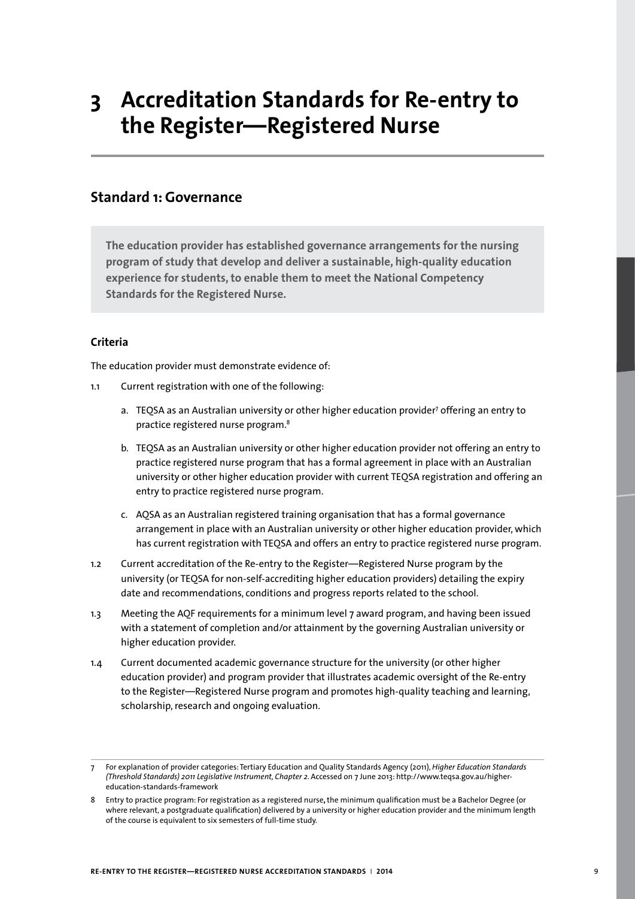# 3 Accreditation Standards for Re-entry to the Register—Registered Nurse

## Standard 1: Governance

**The education provider has established governance arrangements for the nursing program of study that develop and deliver a sustainable, high-quality education experience for students, to enable them to meet the National Competency Standards for the Registered Nurse.**

### Criteria

The education provider must demonstrate evidence of:

1.1 Current registration with one of the following:

   a. TEQSA as an Australian university or other higher education provider[7] offering an entry to practice registered nurse program.[8]

   b. TEQSA as an Australian university or other higher education provider not offering an entry to practice registered nurse program that has a formal agreement in place with an Australian university or other higher education provider with current TEQSA registration and offering an entry to practice registered nurse program.

   c. AQSA as an Australian registered training organisation that has a formal governance arrangement in place with an Australian university or other higher education provider, which has current registration with TEQSA and offers an entry to practice registered nurse program.

1.2 Current accreditation of the Re-entry to the Register—Registered Nurse program by the university (or TEQSA for non-self-accrediting higher education providers) detailing the expiry date and recommendations, conditions and progress reports related to the school.

1.3 Meeting the AQF requirements for a minimum level 7 award program, and having been issued with a statement of completion and/or attainment by the governing Australian university or higher education provider.

1.4 Current documented academic governance structure for the university (or other higher education provider) and program provider that illustrates academic oversight of the Re-entry to the Register—Registered Nurse program and promotes high-quality teaching and learning, scholarship, research and ongoing evaluation.

---

7 For explanation of provider categories: Tertiary Education and Quality Standards Agency (2011), *Higher Education Standards (Threshold Standards) 2011 Legislative Instrument, Chapter 2*. Accessed on 7 June 2013: http://www.teqsa.gov.au/higher-education-standards-framework

8 Entry to practice program: For registration as a registered nurse, the minimum qualification must be a Bachelor Degree (or where relevant, a postgraduate qualification) delivered by a university or higher education provider and the minimum length of the course is equivalent to six semesters of full-time study.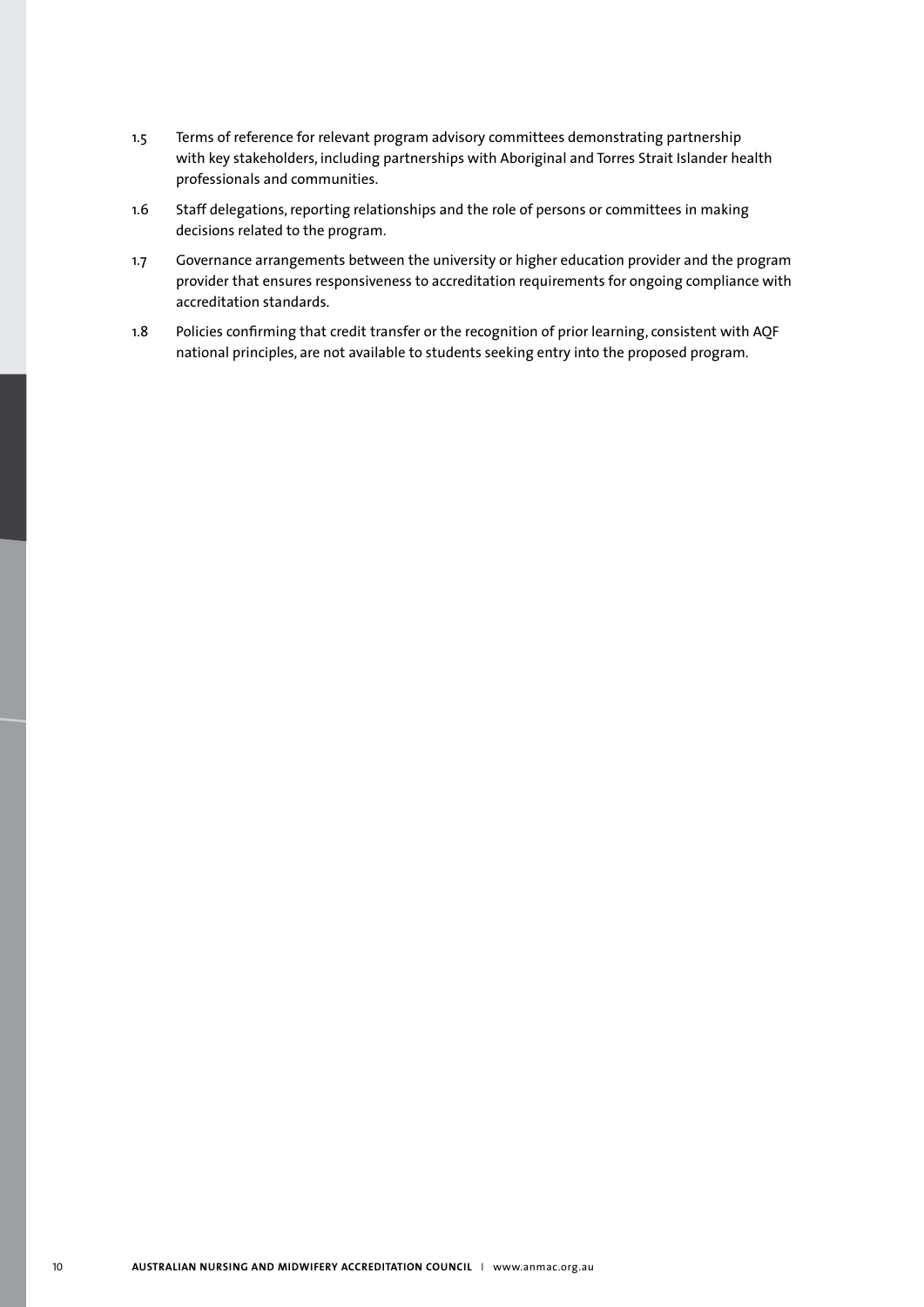1.5 Terms of reference for relevant program advisory committees demonstrating partnership with key stakeholders, including partnerships with Aboriginal and Torres Strait Islander health professionals and communities.

1.6 Staff delegations, reporting relationships and the role of persons or committees in making decisions related to the program.

1.7 Governance arrangements between the university or higher education provider and the program provider that ensures responsiveness to accreditation requirements for ongoing compliance with accreditation standards.

1.8 Policies confirming that credit transfer or the recognition of prior learning, consistent with AQF national principles, are not available to students seeking entry into the proposed program.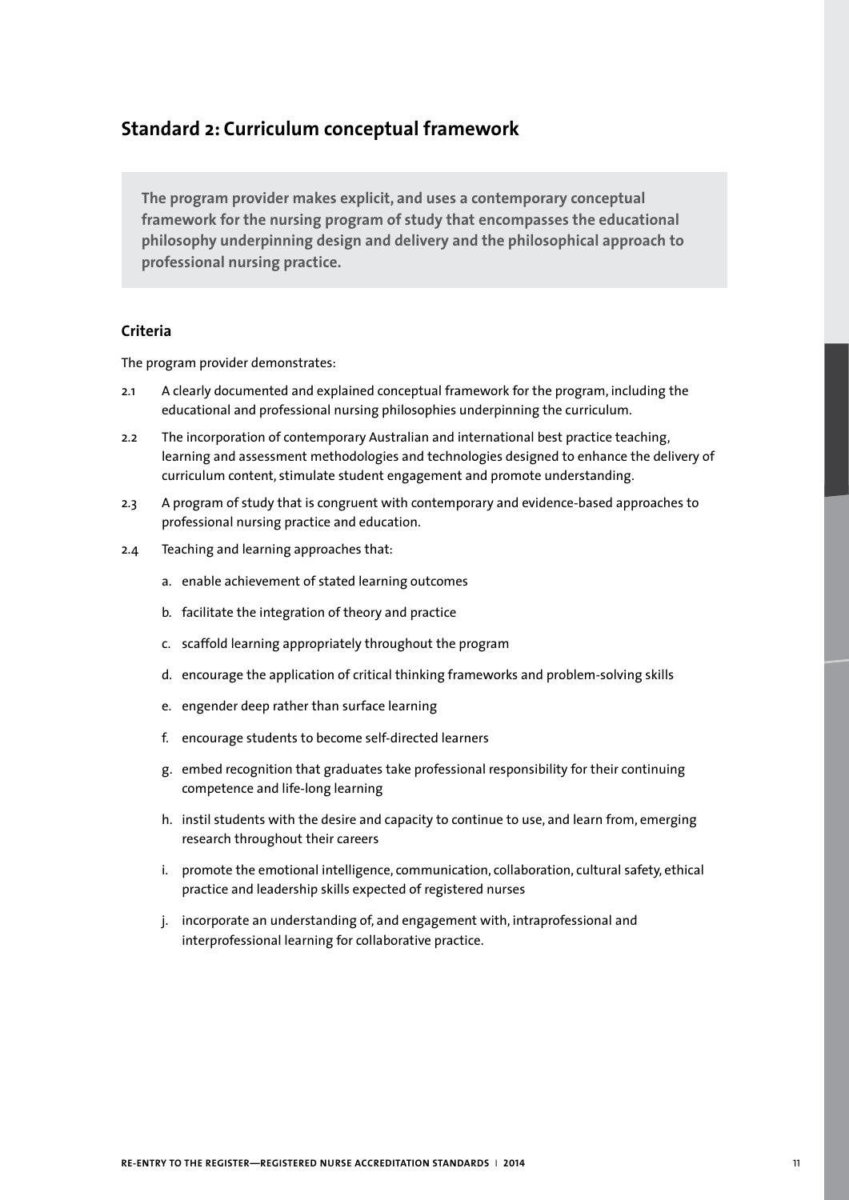## Standard 2: Curriculum conceptual framework

**The program provider makes explicit, and uses a contemporary conceptual framework for the nursing program of study that encompasses the educational philosophy underpinning design and delivery and the philosophical approach to professional nursing practice.**

### Criteria

The program provider demonstrates:

2.1 A clearly documented and explained conceptual framework for the program, including the educational and professional nursing philosophies underpinning the curriculum.

2.2 The incorporation of contemporary Australian and international best practice teaching, learning and assessment methodologies and technologies designed to enhance the delivery of curriculum content, stimulate student engagement and promote understanding.

2.3 A program of study that is congruent with contemporary and evidence-based approaches to professional nursing practice and education.

2.4 Teaching and learning approaches that:

a. enable achievement of stated learning outcomes

b. facilitate the integration of theory and practice

c. scaffold learning appropriately throughout the program

d. encourage the application of critical thinking frameworks and problem-solving skills

e. engender deep rather than surface learning

f. encourage students to become self-directed learners

g. embed recognition that graduates take professional responsibility for their continuing competence and life-long learning

h. instil students with the desire and capacity to continue to use, and learn from, emerging research throughout their careers

i. promote the emotional intelligence, communication, collaboration, cultural safety, ethical practice and leadership skills expected of registered nurses

j. incorporate an understanding of, and engagement with, intraprofessional and interprofessional learning for collaborative practice.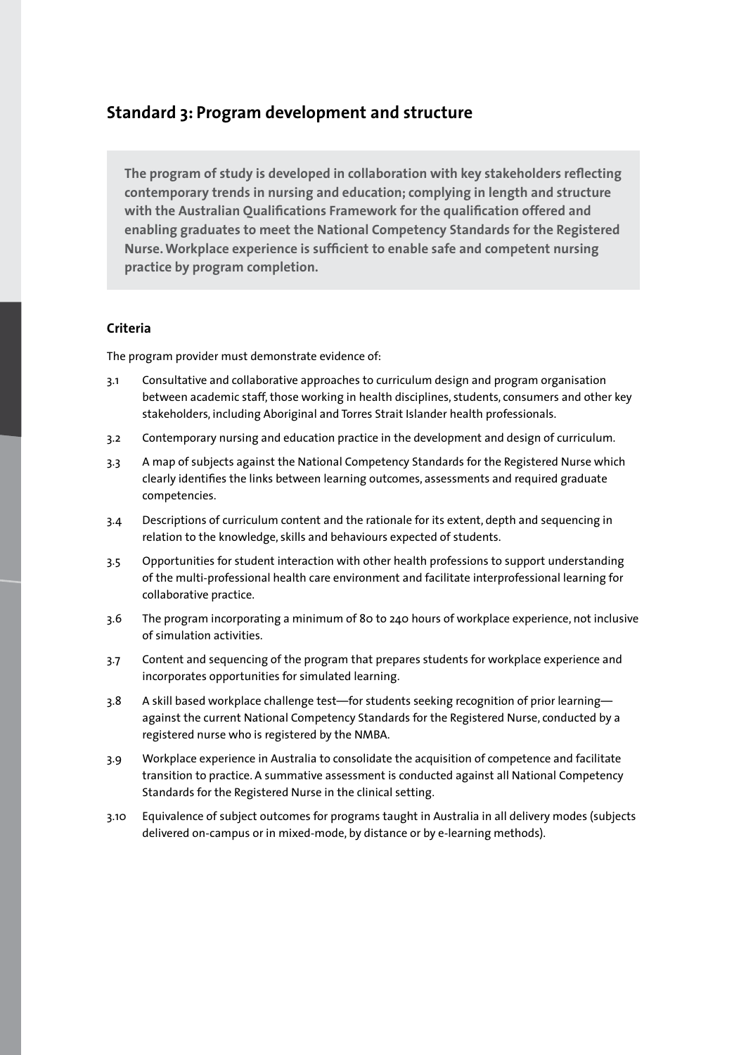## Standard 3: Program development and structure

**The program of study is developed in collaboration with key stakeholders reflecting contemporary trends in nursing and education; complying in length and structure with the Australian Qualifications Framework for the qualification offered and enabling graduates to meet the National Competency Standards for the Registered Nurse. Workplace experience is sufficient to enable safe and competent nursing practice by program completion.**

### Criteria

The program provider must demonstrate evidence of:

3.1 Consultative and collaborative approaches to curriculum design and program organisation between academic staff, those working in health disciplines, students, consumers and other key stakeholders, including Aboriginal and Torres Strait Islander health professionals.

3.2 Contemporary nursing and education practice in the development and design of curriculum.

3.3 A map of subjects against the National Competency Standards for the Registered Nurse which clearly identifies the links between learning outcomes, assessments and required graduate competencies.

3.4 Descriptions of curriculum content and the rationale for its extent, depth and sequencing in relation to the knowledge, skills and behaviours expected of students.

3.5 Opportunities for student interaction with other health professions to support understanding of the multi-professional health care environment and facilitate interprofessional learning for collaborative practice.

3.6 The program incorporating a minimum of 80 to 240 hours of workplace experience, not inclusive of simulation activities.

3.7 Content and sequencing of the program that prepares students for workplace experience and incorporates opportunities for simulated learning.

3.8 A skill based workplace challenge test—for students seeking recognition of prior learning—against the current National Competency Standards for the Registered Nurse, conducted by a registered nurse who is registered by the NMBA.

3.9 Workplace experience in Australia to consolidate the acquisition of competence and facilitate transition to practice. A summative assessment is conducted against all National Competency Standards for the Registered Nurse in the clinical setting.

3.10 Equivalence of subject outcomes for programs taught in Australia in all delivery modes (subjects delivered on-campus or in mixed-mode, by distance or by e-learning methods).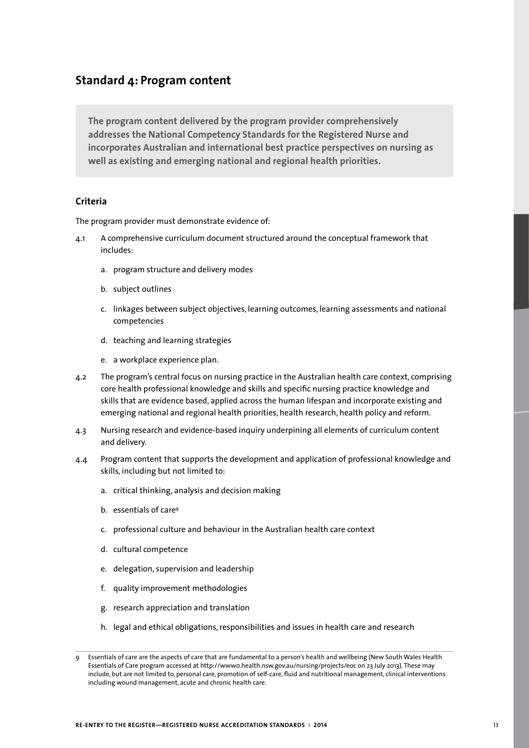## Standard 4: Program content

**The program content delivered by the program provider comprehensively addresses the National Competency Standards for the Registered Nurse and incorporates Australian and international best practice perspectives on nursing as well as existing and emerging national and regional health priorities.**

### Criteria

The program provider must demonstrate evidence of:

4.1 A comprehensive curriculum document structured around the conceptual framework that includes:

   a. program structure and delivery modes

   b. subject outlines

   c. linkages between subject objectives, learning outcomes, learning assessments and national competencies

   d. teaching and learning strategies

   e. a workplace experience plan.

4.2 The program's central focus on nursing practice in the Australian health care context, comprising core health professional knowledge and skills and specific nursing practice knowledge and skills that are evidence based, applied across the human lifespan and incorporate existing and emerging national and regional health priorities, health research, health policy and reform.

4.3 Nursing research and evidence-based inquiry underpinning all elements of curriculum content and delivery.

4.4 Program content that supports the development and application of professional knowledge and skills, including but not limited to:

   a. critical thinking, analysis and decision making

   b. essentials of care[9]

   c. professional culture and behaviour in the Australian health care context

   d. cultural competence

   e. delegation, supervision and leadership

   f. quality improvement methodologies

   g. research appreciation and translation

   h. legal and ethical obligations, responsibilities and issues in health care and research

---

9 Essentials of care are the aspects of care that are fundamental to a person's health and wellbeing (New South Wales Health Essentials of Care program accessed at http://wwwo.health.nsw.gov.au/nursing/projects/eoc on 23 July 2013). These may include, but are not limited to, personal care, promotion of self-care, fluid and nutritional management, clinical interventions including wound management, acute and chronic health care.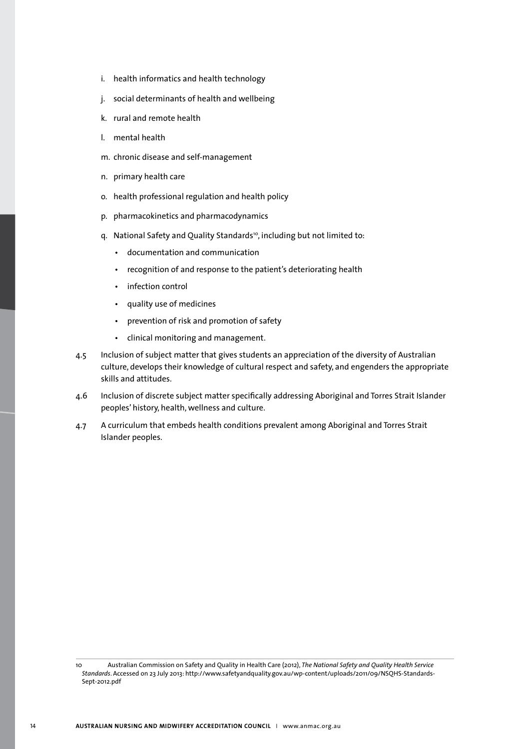i. health informatics and health technology

j. social determinants of health and wellbeing

k. rural and remote health

l. mental health

m. chronic disease and self-management

n. primary health care

o. health professional regulation and health policy

p. pharmacokinetics and pharmacodynamics

q. National Safety and Quality Standards[10], including but not limited to:

   - documentation and communication
   - recognition of and response to the patient's deteriorating health
   - infection control
   - quality use of medicines
   - prevention of risk and promotion of safety
   - clinical monitoring and management.

4.5 Inclusion of subject matter that gives students an appreciation of the diversity of Australian culture, develops their knowledge of cultural respect and safety, and engenders the appropriate skills and attitudes.

4.6 Inclusion of discrete subject matter specifically addressing Aboriginal and Torres Strait Islander peoples' history, health, wellness and culture.

4.7 A curriculum that embeds health conditions prevalent among Aboriginal and Torres Strait Islander peoples.

---

10 Australian Commission on Safety and Quality in Health Care (2012), *The National Safety and Quality Health Service Standards*. Accessed on 23 July 2013: http://www.safetyandquality.gov.au/wp-content/uploads/2011/09/NSQHS-Standards-Sept-2012.pdf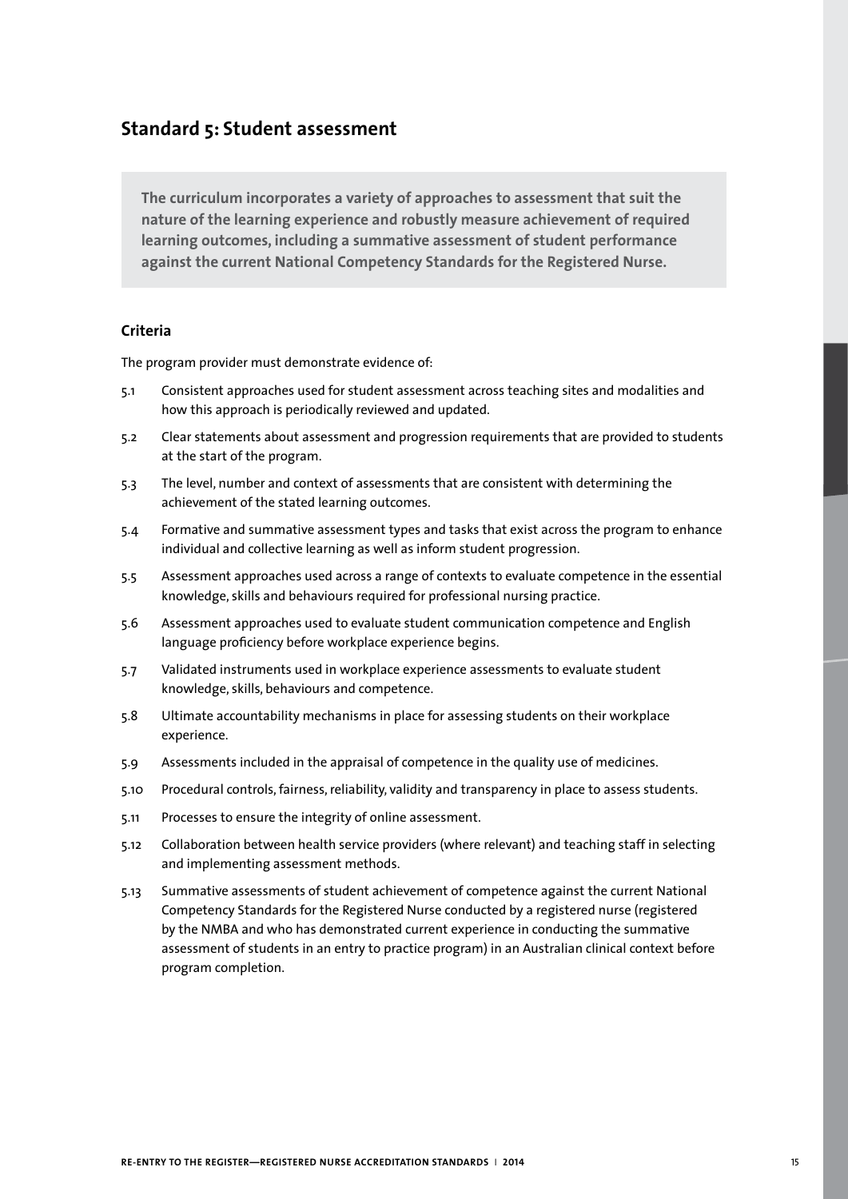## Standard 5: Student assessment

**The curriculum incorporates a variety of approaches to assessment that suit the nature of the learning experience and robustly measure achievement of required learning outcomes, including a summative assessment of student performance against the current National Competency Standards for the Registered Nurse.**

### Criteria

The program provider must demonstrate evidence of:

5.1 Consistent approaches used for student assessment across teaching sites and modalities and how this approach is periodically reviewed and updated.

5.2 Clear statements about assessment and progression requirements that are provided to students at the start of the program.

5.3 The level, number and context of assessments that are consistent with determining the achievement of the stated learning outcomes.

5.4 Formative and summative assessment types and tasks that exist across the program to enhance individual and collective learning as well as inform student progression.

5.5 Assessment approaches used across a range of contexts to evaluate competence in the essential knowledge, skills and behaviours required for professional nursing practice.

5.6 Assessment approaches used to evaluate student communication competence and English language proficiency before workplace experience begins.

5.7 Validated instruments used in workplace experience assessments to evaluate student knowledge, skills, behaviours and competence.

5.8 Ultimate accountability mechanisms in place for assessing students on their workplace experience.

5.9 Assessments included in the appraisal of competence in the quality use of medicines.

5.10 Procedural controls, fairness, reliability, validity and transparency in place to assess students.

5.11 Processes to ensure the integrity of online assessment.

5.12 Collaboration between health service providers (where relevant) and teaching staff in selecting and implementing assessment methods.

5.13 Summative assessments of student achievement of competence against the current National Competency Standards for the Registered Nurse conducted by a registered nurse (registered by the NMBA and who has demonstrated current experience in conducting the summative assessment of students in an entry to practice program) in an Australian clinical context before program completion.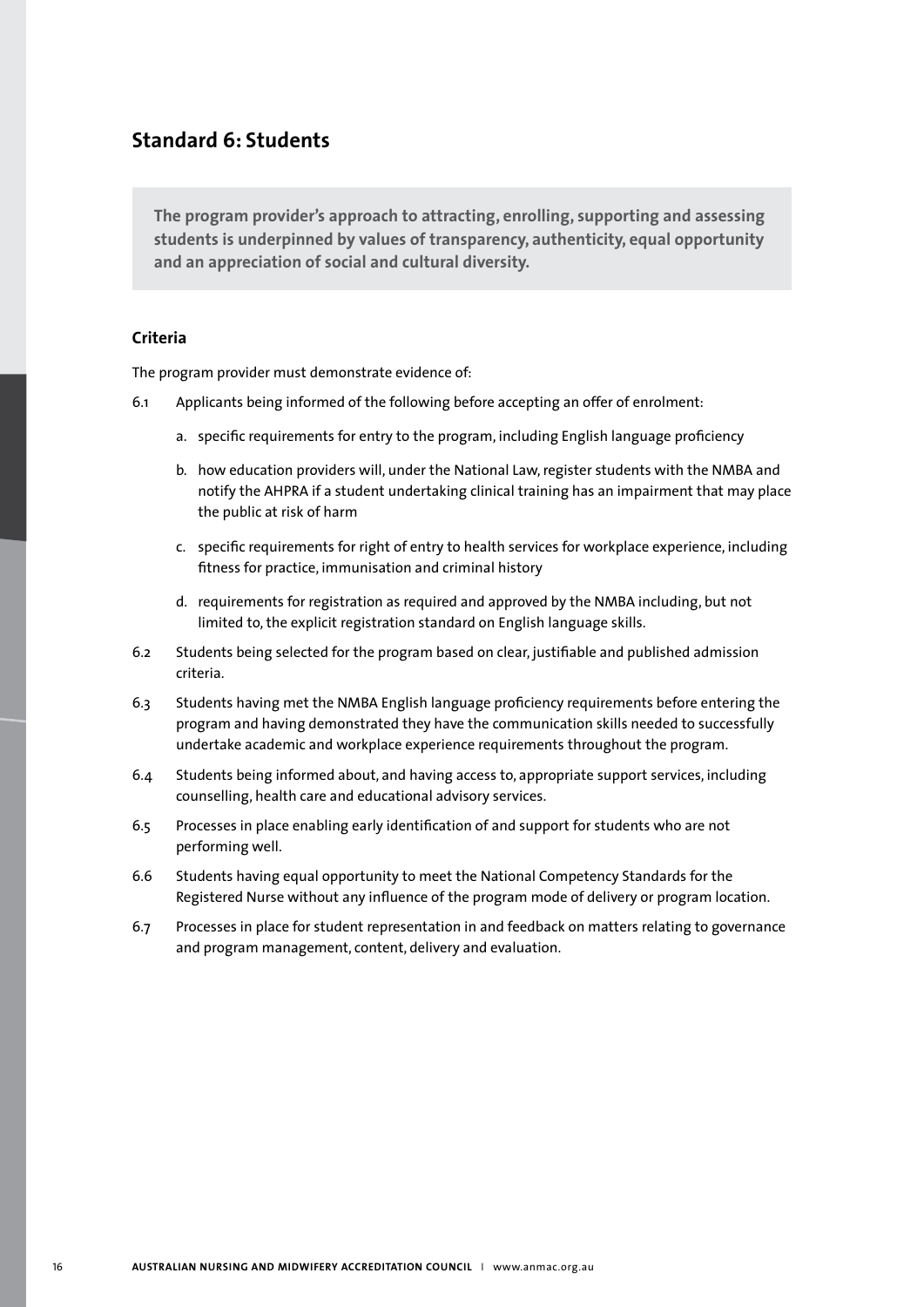## Standard 6: Students

**The program provider's approach to attracting, enrolling, supporting and assessing students is underpinned by values of transparency, authenticity, equal opportunity and an appreciation of social and cultural diversity.**

### Criteria

The program provider must demonstrate evidence of:

6.1 Applicants being informed of the following before accepting an offer of enrolment:

   a. specific requirements for entry to the program, including English language proficiency

   b. how education providers will, under the National Law, register students with the NMBA and notify the AHPRA if a student undertaking clinical training has an impairment that may place the public at risk of harm

   c. specific requirements for right of entry to health services for workplace experience, including fitness for practice, immunisation and criminal history

   d. requirements for registration as required and approved by the NMBA including, but not limited to, the explicit registration standard on English language skills.

6.2 Students being selected for the program based on clear, justifiable and published admission criteria.

6.3 Students having met the NMBA English language proficiency requirements before entering the program and having demonstrated they have the communication skills needed to successfully undertake academic and workplace experience requirements throughout the program.

6.4 Students being informed about, and having access to, appropriate support services, including counselling, health care and educational advisory services.

6.5 Processes in place enabling early identification of and support for students who are not performing well.

6.6 Students having equal opportunity to meet the National Competency Standards for the Registered Nurse without any influence of the program mode of delivery or program location.

6.7 Processes in place for student representation in and feedback on matters relating to governance and program management, content, delivery and evaluation.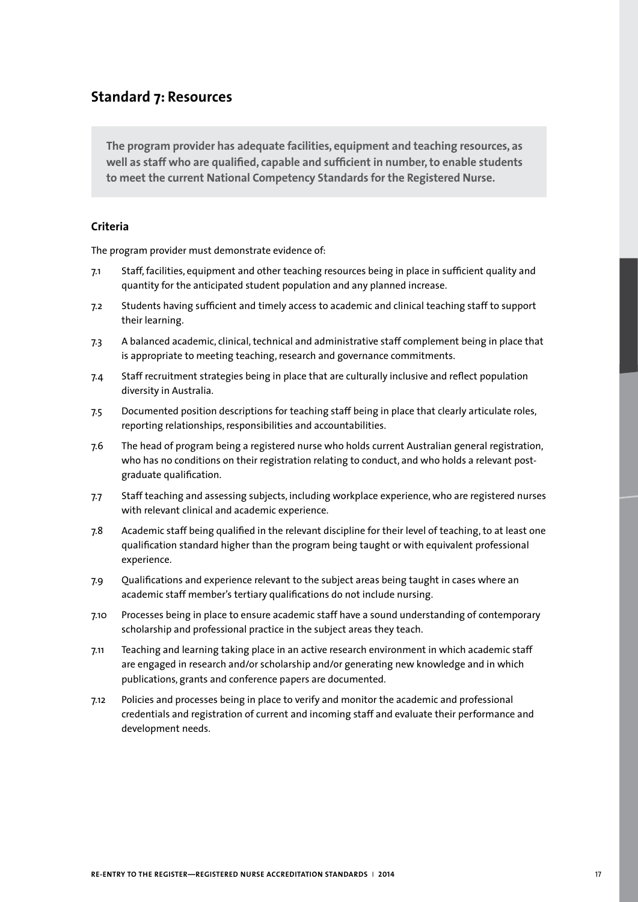## Standard 7: Resources

**The program provider has adequate facilities, equipment and teaching resources, as well as staff who are qualified, capable and sufficient in number, to enable students to meet the current National Competency Standards for the Registered Nurse.**

### Criteria

The program provider must demonstrate evidence of:

7.1 Staff, facilities, equipment and other teaching resources being in place in sufficient quality and quantity for the anticipated student population and any planned increase.

7.2 Students having sufficient and timely access to academic and clinical teaching staff to support their learning.

7.3 A balanced academic, clinical, technical and administrative staff complement being in place that is appropriate to meeting teaching, research and governance commitments.

7.4 Staff recruitment strategies being in place that are culturally inclusive and reflect population diversity in Australia.

7.5 Documented position descriptions for teaching staff being in place that clearly articulate roles, reporting relationships, responsibilities and accountabilities.

7.6 The head of program being a registered nurse who holds current Australian general registration, who has no conditions on their registration relating to conduct, and who holds a relevant post-graduate qualification.

7.7 Staff teaching and assessing subjects, including workplace experience, who are registered nurses with relevant clinical and academic experience.

7.8 Academic staff being qualified in the relevant discipline for their level of teaching, to at least one qualification standard higher than the program being taught or with equivalent professional experience.

7.9 Qualifications and experience relevant to the subject areas being taught in cases where an academic staff member's tertiary qualifications do not include nursing.

7.10 Processes being in place to ensure academic staff have a sound understanding of contemporary scholarship and professional practice in the subject areas they teach.

7.11 Teaching and learning taking place in an active research environment in which academic staff are engaged in research and/or scholarship and/or generating new knowledge and in which publications, grants and conference papers are documented.

7.12 Policies and processes being in place to verify and monitor the academic and professional credentials and registration of current and incoming staff and evaluate their performance and development needs.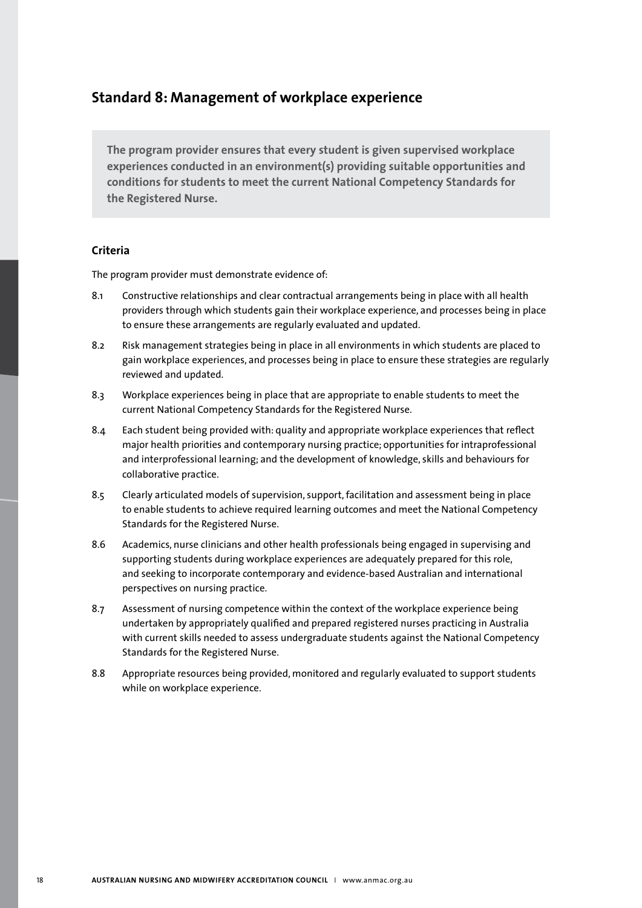## Standard 8: Management of workplace experience

**The program provider ensures that every student is given supervised workplace experiences conducted in an environment(s) providing suitable opportunities and conditions for students to meet the current National Competency Standards for the Registered Nurse.**

### Criteria

The program provider must demonstrate evidence of:

8.1 Constructive relationships and clear contractual arrangements being in place with all health providers through which students gain their workplace experience, and processes being in place to ensure these arrangements are regularly evaluated and updated.

8.2 Risk management strategies being in place in all environments in which students are placed to gain workplace experiences, and processes being in place to ensure these strategies are regularly reviewed and updated.

8.3 Workplace experiences being in place that are appropriate to enable students to meet the current National Competency Standards for the Registered Nurse.

8.4 Each student being provided with: quality and appropriate workplace experiences that reflect major health priorities and contemporary nursing practice; opportunities for intraprofessional and interprofessional learning; and the development of knowledge, skills and behaviours for collaborative practice.

8.5 Clearly articulated models of supervision, support, facilitation and assessment being in place to enable students to achieve required learning outcomes and meet the National Competency Standards for the Registered Nurse.

8.6 Academics, nurse clinicians and other health professionals being engaged in supervising and supporting students during workplace experiences are adequately prepared for this role, and seeking to incorporate contemporary and evidence-based Australian and international perspectives on nursing practice.

8.7 Assessment of nursing competence within the context of the workplace experience being undertaken by appropriately qualified and prepared registered nurses practicing in Australia with current skills needed to assess undergraduate students against the National Competency Standards for the Registered Nurse.

8.8 Appropriate resources being provided, monitored and regularly evaluated to support students while on workplace experience.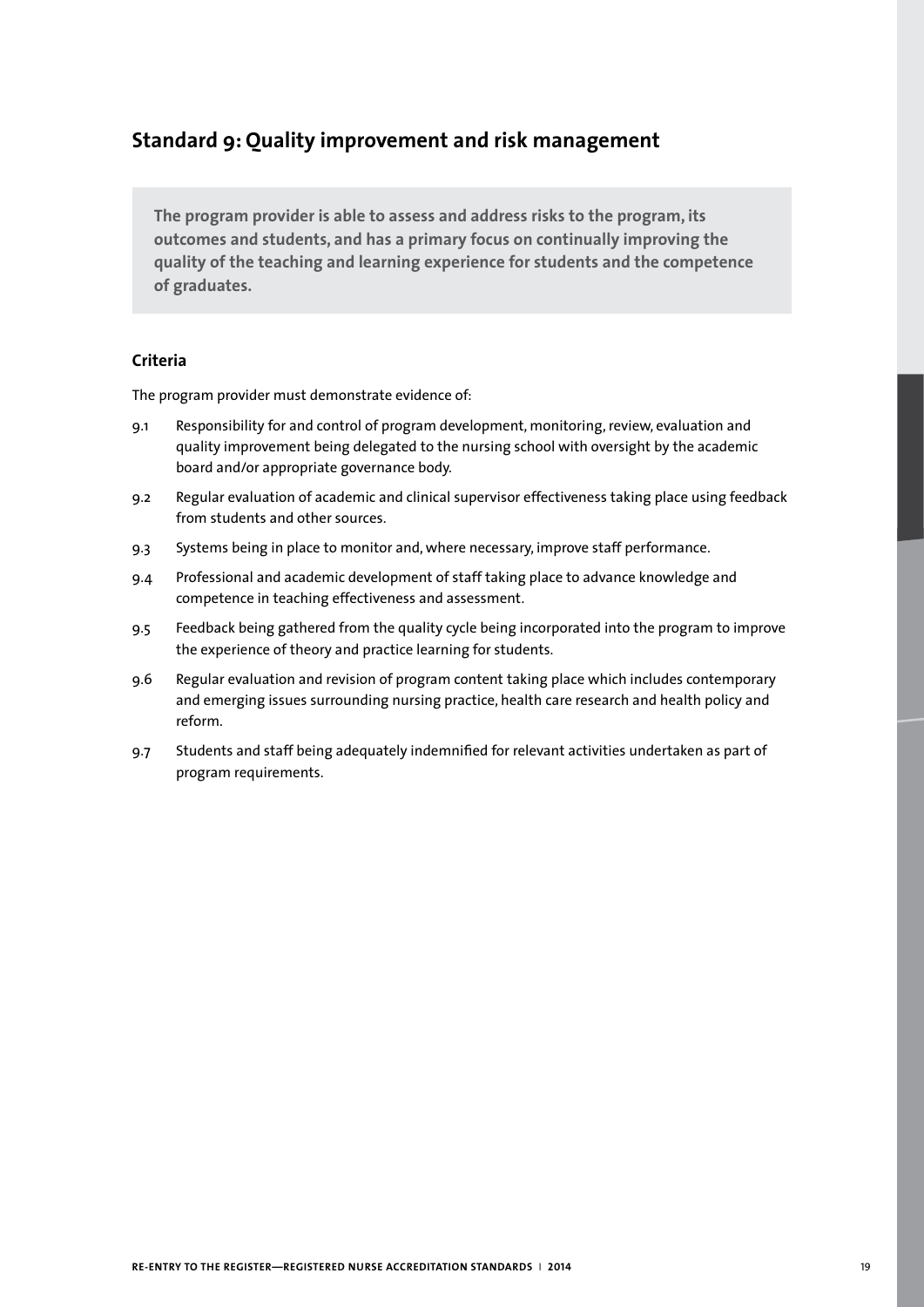## Standard 9: Quality improvement and risk management

**The program provider is able to assess and address risks to the program, its outcomes and students, and has a primary focus on continually improving the quality of the teaching and learning experience for students and the competence of graduates.**

### Criteria

The program provider must demonstrate evidence of:

9.1 Responsibility for and control of program development, monitoring, review, evaluation and quality improvement being delegated to the nursing school with oversight by the academic board and/or appropriate governance body.

9.2 Regular evaluation of academic and clinical supervisor effectiveness taking place using feedback from students and other sources.

9.3 Systems being in place to monitor and, where necessary, improve staff performance.

9.4 Professional and academic development of staff taking place to advance knowledge and competence in teaching effectiveness and assessment.

9.5 Feedback being gathered from the quality cycle being incorporated into the program to improve the experience of theory and practice learning for students.

9.6 Regular evaluation and revision of program content taking place which includes contemporary and emerging issues surrounding nursing practice, health care research and health policy and reform.

9.7 Students and staff being adequately indemnified for relevant activities undertaken as part of program requirements.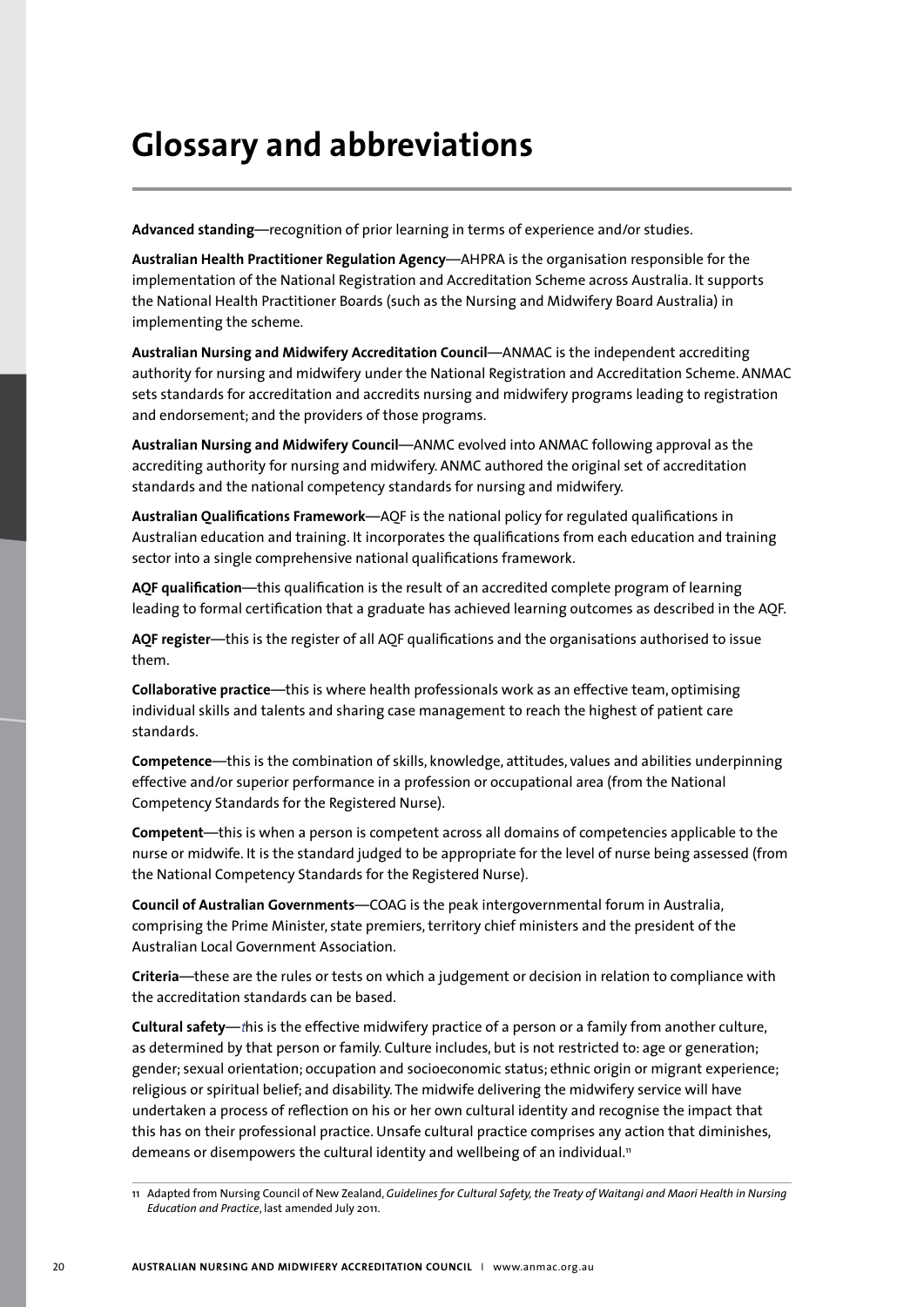# Glossary and abbreviations

**Advanced standing**—recognition of prior learning in terms of experience and/or studies.

**Australian Health Practitioner Regulation Agency**—AHPRA is the organisation responsible for the implementation of the National Registration and Accreditation Scheme across Australia. It supports the National Health Practitioner Boards (such as the Nursing and Midwifery Board Australia) in implementing the scheme.

**Australian Nursing and Midwifery Accreditation Council**—ANMAC is the independent accrediting authority for nursing and midwifery under the National Registration and Accreditation Scheme. ANMAC sets standards for accreditation and accredits nursing and midwifery programs leading to registration and endorsement; and the providers of those programs.

**Australian Nursing and Midwifery Council**—ANMC evolved into ANMAC following approval as the accrediting authority for nursing and midwifery. ANMC authored the original set of accreditation standards and the national competency standards for nursing and midwifery.

**Australian Qualifications Framework**—AQF is the national policy for regulated qualifications in Australian education and training. It incorporates the qualifications from each education and training sector into a single comprehensive national qualifications framework.

**AQF qualification**—this qualification is the result of an accredited complete program of learning leading to formal certification that a graduate has achieved learning outcomes as described in the AQF.

**AQF register**—this is the register of all AQF qualifications and the organisations authorised to issue them.

**Collaborative practice**—this is where health professionals work as an effective team, optimising individual skills and talents and sharing case management to reach the highest of patient care standards.

**Competence**—this is the combination of skills, knowledge, attitudes, values and abilities underpinning effective and/or superior performance in a profession or occupational area (from the National Competency Standards for the Registered Nurse).

**Competent**—this is when a person is competent across all domains of competencies applicable to the nurse or midwife. It is the standard judged to be appropriate for the level of nurse being assessed (from the National Competency Standards for the Registered Nurse).

**Council of Australian Governments**—COAG is the peak intergovernmental forum in Australia, comprising the Prime Minister, state premiers, territory chief ministers and the president of the Australian Local Government Association.

**Criteria**—these are the rules or tests on which a judgement or decision in relation to compliance with the accreditation standards can be based.

**Cultural safety**—this is the effective midwifery practice of a person or a family from another culture, as determined by that person or family. Culture includes, but is not restricted to: age or generation; gender; sexual orientation; occupation and socioeconomic status; ethnic origin or migrant experience; religious or spiritual belief; and disability. The midwife delivering the midwifery service will have undertaken a process of reflection on his or her own cultural identity and recognise the impact that this has on their professional practice. Unsafe cultural practice comprises any action that diminishes, demeans or disempowers the cultural identity and wellbeing of an individual.[11]

11 Adapted from Nursing Council of New Zealand, *Guidelines for Cultural Safety, the Treaty of Waitangi and Maori Health in Nursing Education and Practice*, last amended July 2011.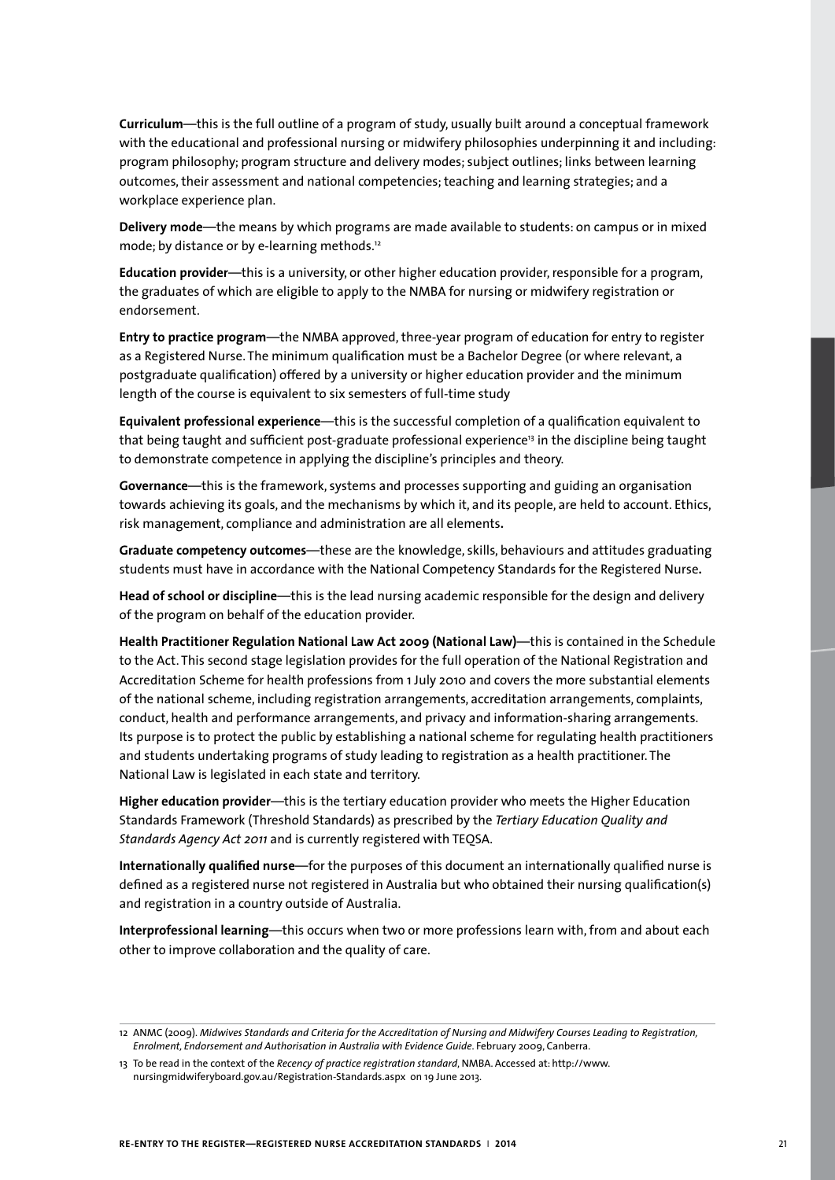**Curriculum**—this is the full outline of a program of study, usually built around a conceptual framework with the educational and professional nursing or midwifery philosophies underpinning it and including: program philosophy; program structure and delivery modes; subject outlines; links between learning outcomes, their assessment and national competencies; teaching and learning strategies; and a workplace experience plan.

**Delivery mode**—the means by which programs are made available to students: on campus or in mixed mode; by distance or by e-learning methods.[12]

**Education provider**—this is a university, or other higher education provider, responsible for a program, the graduates of which are eligible to apply to the NMBA for nursing or midwifery registration or endorsement.

**Entry to practice program**—the NMBA approved, three-year program of education for entry to register as a Registered Nurse. The minimum qualification must be a Bachelor Degree (or where relevant, a postgraduate qualification) offered by a university or higher education provider and the minimum length of the course is equivalent to six semesters of full-time study

**Equivalent professional experience**—this is the successful completion of a qualification equivalent to that being taught and sufficient post-graduate professional experience[13] in the discipline being taught to demonstrate competence in applying the discipline's principles and theory.

**Governance**—this is the framework, systems and processes supporting and guiding an organisation towards achieving its goals, and the mechanisms by which it, and its people, are held to account. Ethics, risk management, compliance and administration are all elements.

**Graduate competency outcomes**—these are the knowledge, skills, behaviours and attitudes graduating students must have in accordance with the National Competency Standards for the Registered Nurse.

**Head of school or discipline**—this is the lead nursing academic responsible for the design and delivery of the program on behalf of the education provider.

**Health Practitioner Regulation National Law Act 2009 (National Law)**—this is contained in the Schedule to the Act. This second stage legislation provides for the full operation of the National Registration and Accreditation Scheme for health professions from 1 July 2010 and covers the more substantial elements of the national scheme, including registration arrangements, accreditation arrangements, complaints, conduct, health and performance arrangements, and privacy and information-sharing arrangements. Its purpose is to protect the public by establishing a national scheme for regulating health practitioners and students undertaking programs of study leading to registration as a health practitioner. The National Law is legislated in each state and territory.

**Higher education provider**—this is the tertiary education provider who meets the Higher Education Standards Framework (Threshold Standards) as prescribed by the *Tertiary Education Quality and Standards Agency Act 2011* and is currently registered with TEQSA.

**Internationally qualified nurse**—for the purposes of this document an internationally qualified nurse is defined as a registered nurse not registered in Australia but who obtained their nursing qualification(s) and registration in a country outside of Australia.

**Interprofessional learning**—this occurs when two or more professions learn with, from and about each other to improve collaboration and the quality of care.

---

12 ANMC (2009). *Midwives Standards and Criteria for the Accreditation of Nursing and Midwifery Courses Leading to Registration, Enrolment, Endorsement and Authorisation in Australia with Evidence Guide*. February 2009, Canberra.

13 To be read in the context of the *Recency of practice registration standard*, NMBA. Accessed at: http://www.nursingmidwiferyboard.gov.au/Registration-Standards.aspx on 19 June 2013.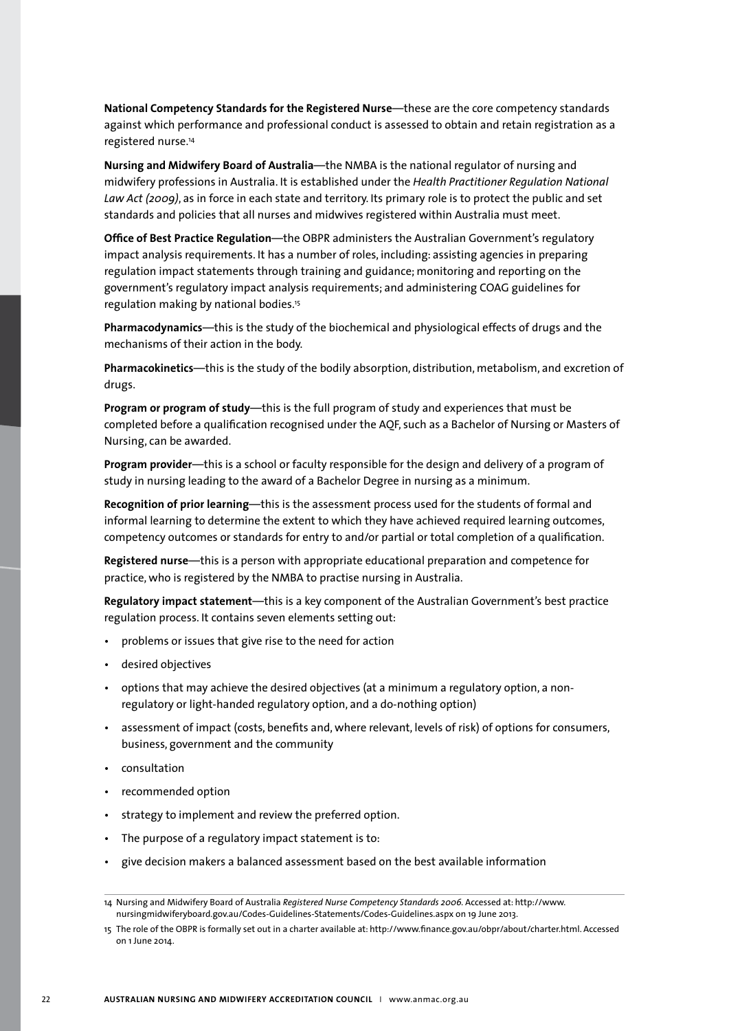**National Competency Standards for the Registered Nurse**—these are the core competency standards against which performance and professional conduct is assessed to obtain and retain registration as a registered nurse.[14]

**Nursing and Midwifery Board of Australia**—the NMBA is the national regulator of nursing and midwifery professions in Australia. It is established under the *Health Practitioner Regulation National Law Act (2009)*, as in force in each state and territory. Its primary role is to protect the public and set standards and policies that all nurses and midwives registered within Australia must meet.

**Office of Best Practice Regulation**—the OBPR administers the Australian Government's regulatory impact analysis requirements. It has a number of roles, including: assisting agencies in preparing regulation impact statements through training and guidance; monitoring and reporting on the government's regulatory impact analysis requirements; and administering COAG guidelines for regulation making by national bodies.[15]

**Pharmacodynamics**—this is the study of the biochemical and physiological effects of drugs and the mechanisms of their action in the body.

**Pharmacokinetics**—this is the study of the bodily absorption, distribution, metabolism, and excretion of drugs.

**Program or program of study**—this is the full program of study and experiences that must be completed before a qualification recognised under the AQF, such as a Bachelor of Nursing or Masters of Nursing, can be awarded.

**Program provider**—this is a school or faculty responsible for the design and delivery of a program of study in nursing leading to the award of a Bachelor Degree in nursing as a minimum.

**Recognition of prior learning**—this is the assessment process used for the students of formal and informal learning to determine the extent to which they have achieved required learning outcomes, competency outcomes or standards for entry to and/or partial or total completion of a qualification.

**Registered nurse**—this is a person with appropriate educational preparation and competence for practice, who is registered by the NMBA to practise nursing in Australia.

**Regulatory impact statement**—this is a key component of the Australian Government's best practice regulation process. It contains seven elements setting out:

- problems or issues that give rise to the need for action
- desired objectives
- options that may achieve the desired objectives (at a minimum a regulatory option, a non-regulatory or light-handed regulatory option, and a do-nothing option)
- assessment of impact (costs, benefits and, where relevant, levels of risk) of options for consumers, business, government and the community
- consultation
- recommended option
- strategy to implement and review the preferred option.
- The purpose of a regulatory impact statement is to:
- give decision makers a balanced assessment based on the best available information

14 Nursing and Midwifery Board of Australia *Registered Nurse Competency Standards 2006*. Accessed at: http://www.nursingmidwiferyboard.gov.au/Codes-Guidelines-Statements/Codes-Guidelines.aspx on 19 June 2013.

15 The role of the OBPR is formally set out in a charter available at: http://www.finance.gov.au/obpr/about/charter.html. Accessed on 1 June 2014.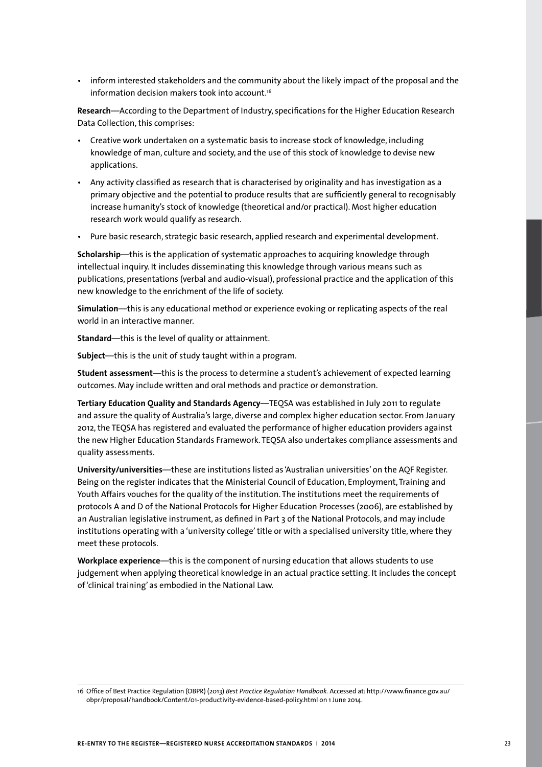- inform interested stakeholders and the community about the likely impact of the proposal and the information decision makers took into account.[16]

**Research**—According to the Department of Industry, specifications for the Higher Education Research Data Collection, this comprises:

- Creative work undertaken on a systematic basis to increase stock of knowledge, including knowledge of man, culture and society, and the use of this stock of knowledge to devise new applications.
- Any activity classified as research that is characterised by originality and has investigation as a primary objective and the potential to produce results that are sufficiently general to recognisably increase humanity's stock of knowledge (theoretical and/or practical). Most higher education research work would qualify as research.
- Pure basic research, strategic basic research, applied research and experimental development.

**Scholarship**—this is the application of systematic approaches to acquiring knowledge through intellectual inquiry. It includes disseminating this knowledge through various means such as publications, presentations (verbal and audio-visual), professional practice and the application of this new knowledge to the enrichment of the life of society.

**Simulation**—this is any educational method or experience evoking or replicating aspects of the real world in an interactive manner.

**Standard**—this is the level of quality or attainment.

**Subject**—this is the unit of study taught within a program.

**Student assessment**—this is the process to determine a student's achievement of expected learning outcomes. May include written and oral methods and practice or demonstration.

**Tertiary Education Quality and Standards Agency**—TEQSA was established in July 2011 to regulate and assure the quality of Australia's large, diverse and complex higher education sector. From January 2012, the TEQSA has registered and evaluated the performance of higher education providers against the new Higher Education Standards Framework. TEQSA also undertakes compliance assessments and quality assessments.

**University/universities**—these are institutions listed as 'Australian universities' on the AQF Register. Being on the register indicates that the Ministerial Council of Education, Employment, Training and Youth Affairs vouches for the quality of the institution. The institutions meet the requirements of protocols A and D of the National Protocols for Higher Education Processes (2006), are established by an Australian legislative instrument, as defined in Part 3 of the National Protocols, and may include institutions operating with a 'university college' title or with a specialised university title, where they meet these protocols.

**Workplace experience**—this is the component of nursing education that allows students to use judgement when applying theoretical knowledge in an actual practice setting. It includes the concept of 'clinical training' as embodied in the National Law.

16 Office of Best Practice Regulation (OBPR) (2013) *Best Practice Regulation Handbook*. Accessed at: http://www.finance.gov.au/obpr/proposal/handbook/Content/01-productivity-evidence-based-policy.html on 1 June 2014.